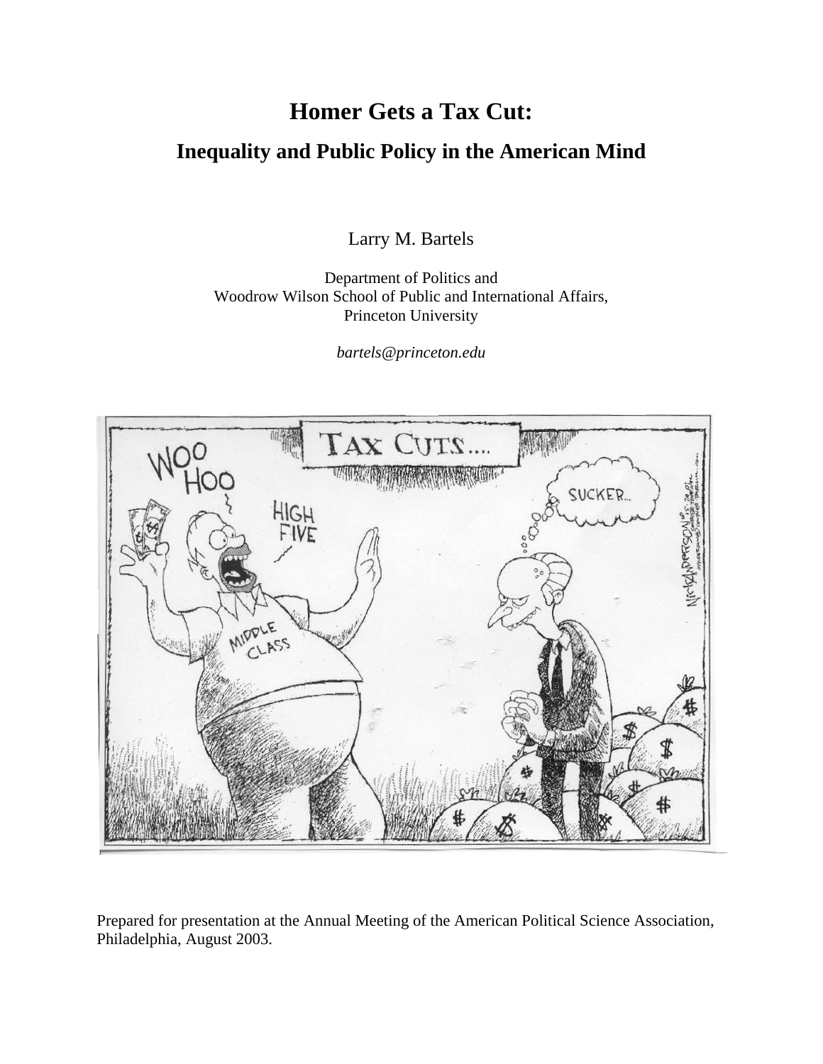# Homer Gets a Tax Cut:

## Inequality and Public Policy in the American Mind

Larry M. Bartels

Department of Politics and
Woodrow Wilson School of Public and International Affairs,
Princeton University

*bartels@princeton.edu*

Prepared for presentation at the Annual Meeting of the American Political Science Association, Philadelphia, August 2003.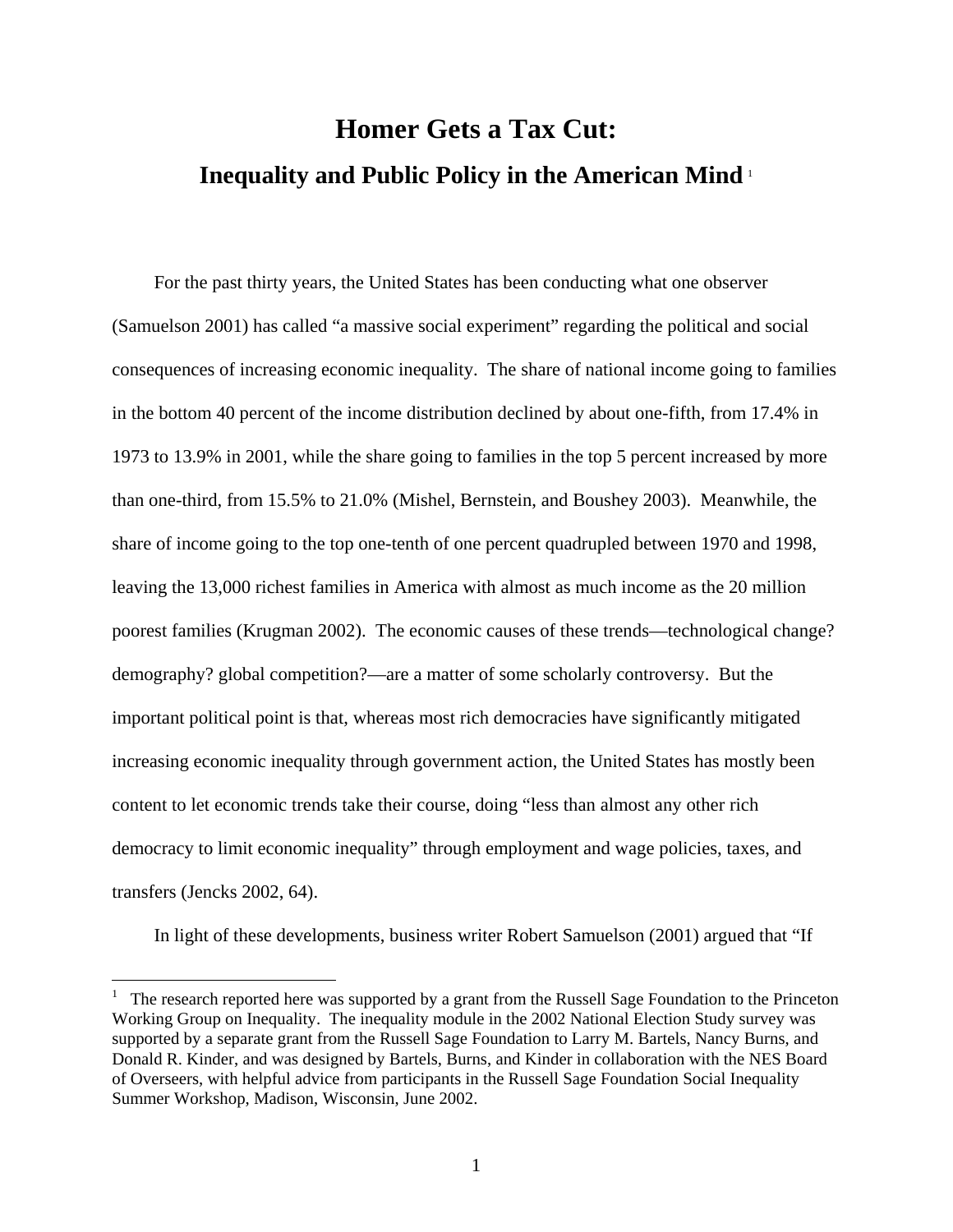# Homer Gets a Tax Cut:

## Inequality and Public Policy in the American Mind [1]

For the past thirty years, the United States has been conducting what one observer (Samuelson 2001) has called "a massive social experiment" regarding the political and social consequences of increasing economic inequality. The share of national income going to families in the bottom 40 percent of the income distribution declined by about one-fifth, from 17.4% in 1973 to 13.9% in 2001, while the share going to families in the top 5 percent increased by more than one-third, from 15.5% to 21.0% (Mishel, Bernstein, and Boushey 2003). Meanwhile, the share of income going to the top one-tenth of one percent quadrupled between 1970 and 1998, leaving the 13,000 richest families in America with almost as much income as the 20 million poorest families (Krugman 2002). The economic causes of these trends—technological change? demography? global competition?—are a matter of some scholarly controversy. But the important political point is that, whereas most rich democracies have significantly mitigated increasing economic inequality through government action, the United States has mostly been content to let economic trends take their course, doing "less than almost any other rich democracy to limit economic inequality" through employment and wage policies, taxes, and transfers (Jencks 2002, 64).

In light of these developments, business writer Robert Samuelson (2001) argued that "If

---

[1] The research reported here was supported by a grant from the Russell Sage Foundation to the Princeton Working Group on Inequality. The inequality module in the 2002 National Election Study survey was supported by a separate grant from the Russell Sage Foundation to Larry M. Bartels, Nancy Burns, and Donald R. Kinder, and was designed by Bartels, Burns, and Kinder in collaboration with the NES Board of Overseers, with helpful advice from participants in the Russell Sage Foundation Social Inequality Summer Workshop, Madison, Wisconsin, June 2002.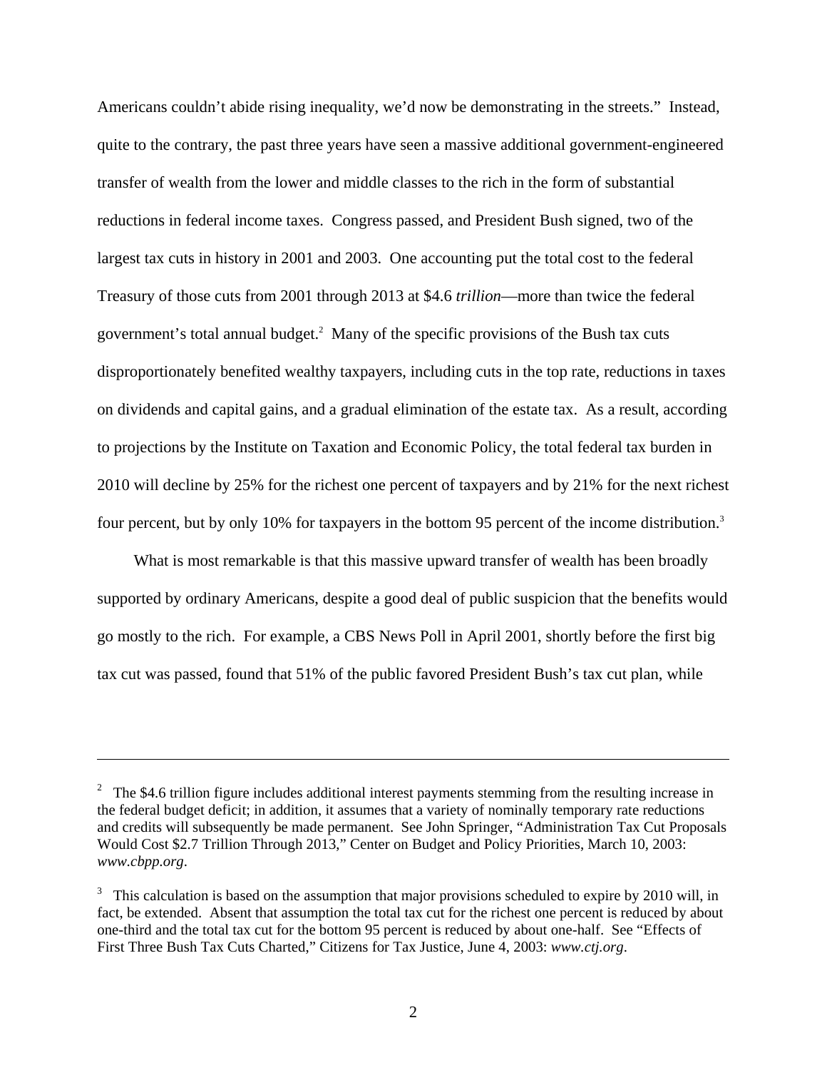Americans couldn't abide rising inequality, we'd now be demonstrating in the streets." Instead, quite to the contrary, the past three years have seen a massive additional government-engineered transfer of wealth from the lower and middle classes to the rich in the form of substantial reductions in federal income taxes. Congress passed, and President Bush signed, two of the largest tax cuts in history in 2001 and 2003. One accounting put the total cost to the federal Treasury of those cuts from 2001 through 2013 at $4.6 *trillion*—more than twice the federal government's total annual budget.[2] Many of the specific provisions of the Bush tax cuts disproportionately benefited wealthy taxpayers, including cuts in the top rate, reductions in taxes on dividends and capital gains, and a gradual elimination of the estate tax. As a result, according to projections by the Institute on Taxation and Economic Policy, the total federal tax burden in 2010 will decline by 25% for the richest one percent of taxpayers and by 21% for the next richest four percent, but by only 10% for taxpayers in the bottom 95 percent of the income distribution.[3]

What is most remarkable is that this massive upward transfer of wealth has been broadly supported by ordinary Americans, despite a good deal of public suspicion that the benefits would go mostly to the rich. For example, a CBS News Poll in April 2001, shortly before the first big tax cut was passed, found that 51% of the public favored President Bush's tax cut plan, while

---

[2] The $4.6 trillion figure includes additional interest payments stemming from the resulting increase in the federal budget deficit; in addition, it assumes that a variety of nominally temporary rate reductions and credits will subsequently be made permanent. See John Springer, "Administration Tax Cut Proposals Would Cost $2.7 Trillion Through 2013," Center on Budget and Policy Priorities, March 10, 2003: *www.cbpp.org*.

[3] This calculation is based on the assumption that major provisions scheduled to expire by 2010 will, in fact, be extended. Absent that assumption the total tax cut for the richest one percent is reduced by about one-third and the total tax cut for the bottom 95 percent is reduced by about one-half. See "Effects of First Three Bush Tax Cuts Charted," Citizens for Tax Justice, June 4, 2003: *www.ctj.org*.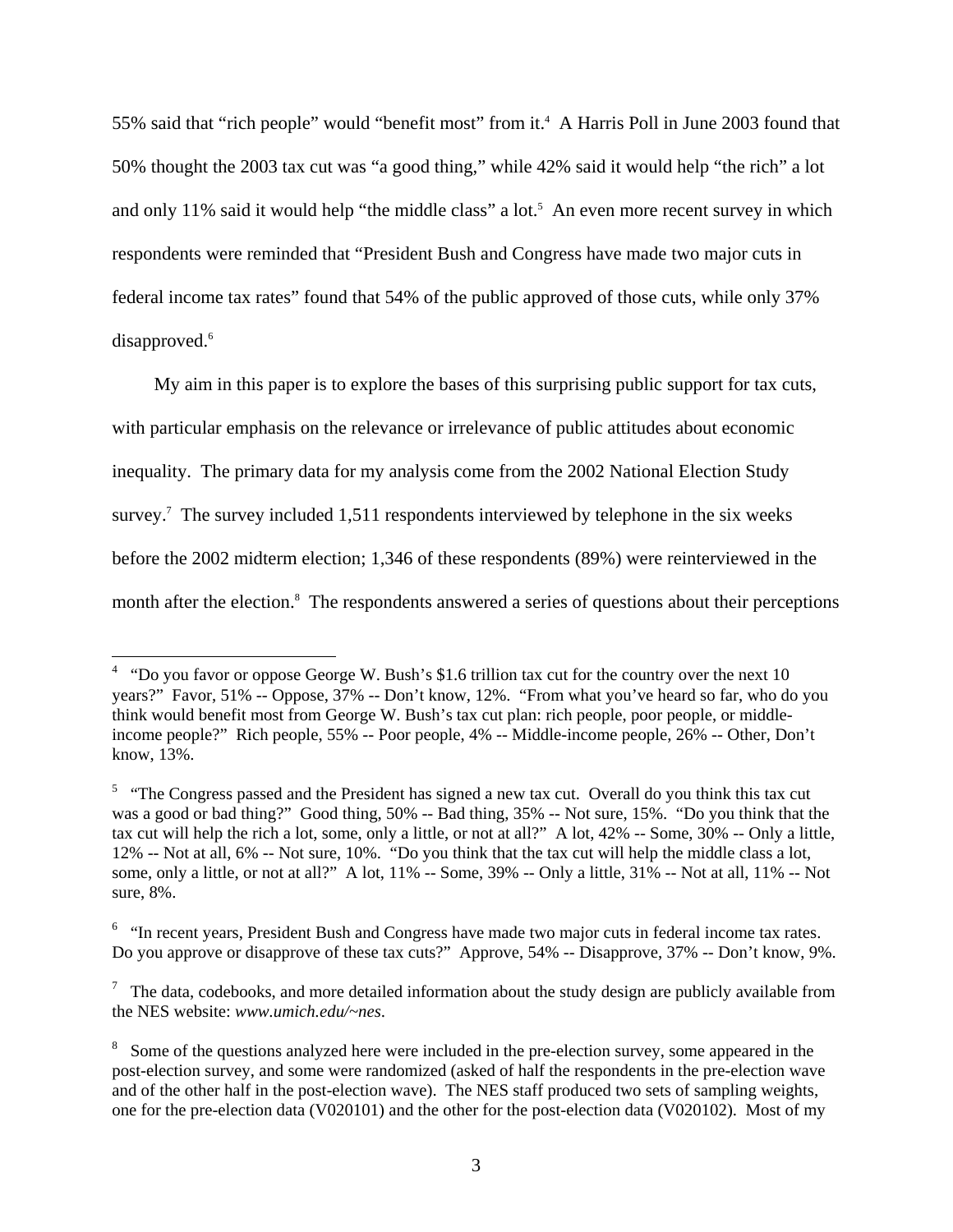55% said that "rich people" would "benefit most" from it.[4] A Harris Poll in June 2003 found that 50% thought the 2003 tax cut was "a good thing," while 42% said it would help "the rich" a lot and only 11% said it would help "the middle class" a lot.[5] An even more recent survey in which respondents were reminded that "President Bush and Congress have made two major cuts in federal income tax rates" found that 54% of the public approved of those cuts, while only 37% disapproved.[6]

My aim in this paper is to explore the bases of this surprising public support for tax cuts, with particular emphasis on the relevance or irrelevance of public attitudes about economic inequality. The primary data for my analysis come from the 2002 National Election Study survey.[7] The survey included 1,511 respondents interviewed by telephone in the six weeks before the 2002 midterm election; 1,346 of these respondents (89%) were reinterviewed in the month after the election.[8] The respondents answered a series of questions about their perceptions

---

[4] "Do you favor or oppose George W. Bush's $1.6 trillion tax cut for the country over the next 10 years?" Favor, 51% -- Oppose, 37% -- Don't know, 12%. "From what you've heard so far, who do you think would benefit most from George W. Bush's tax cut plan: rich people, poor people, or middle-income people?" Rich people, 55% -- Poor people, 4% -- Middle-income people, 26% -- Other, Don't know, 13%.

[5] "The Congress passed and the President has signed a new tax cut. Overall do you think this tax cut was a good or bad thing?" Good thing, 50% -- Bad thing, 35% -- Not sure, 15%. "Do you think that the tax cut will help the rich a lot, some, only a little, or not at all?" A lot, 42% -- Some, 30% -- Only a little, 12% -- Not at all, 6% -- Not sure, 10%. "Do you think that the tax cut will help the middle class a lot, some, only a little, or not at all?" A lot, 11% -- Some, 39% -- Only a little, 31% -- Not at all, 11% -- Not sure, 8%.

[6] "In recent years, President Bush and Congress have made two major cuts in federal income tax rates. Do you approve or disapprove of these tax cuts?" Approve, 54% -- Disapprove, 37% -- Don't know, 9%.

[7] The data, codebooks, and more detailed information about the study design are publicly available from the NES website: *www.umich.edu/~nes*.

[8] Some of the questions analyzed here were included in the pre-election survey, some appeared in the post-election survey, and some were randomized (asked of half the respondents in the pre-election wave and of the other half in the post-election wave). The NES staff produced two sets of sampling weights, one for the pre-election data (V020101) and the other for the post-election data (V020102). Most of my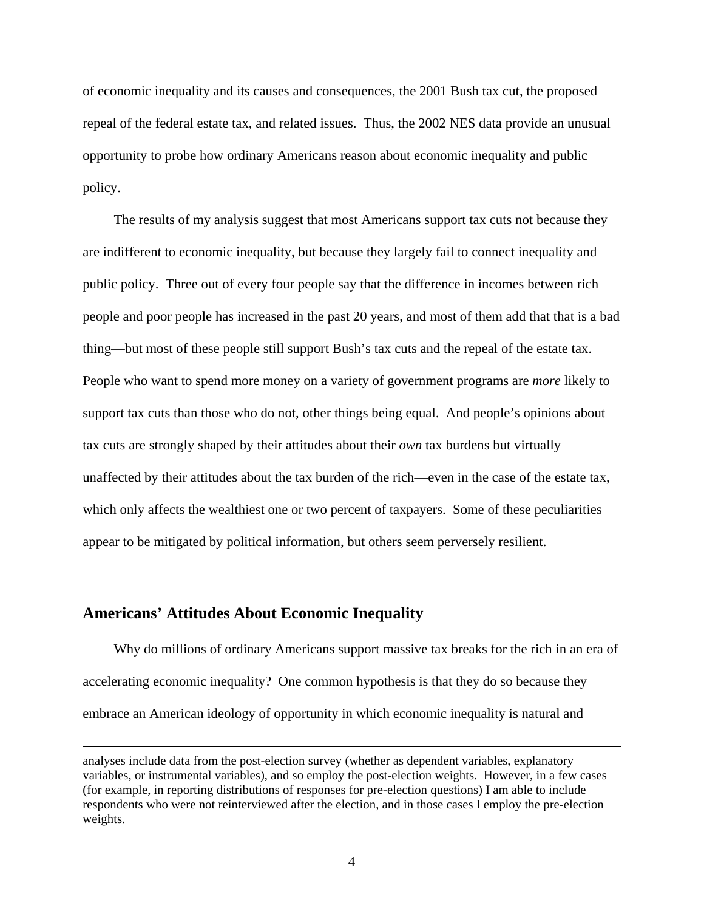of economic inequality and its causes and consequences, the 2001 Bush tax cut, the proposed repeal of the federal estate tax, and related issues. Thus, the 2002 NES data provide an unusual opportunity to probe how ordinary Americans reason about economic inequality and public policy.

The results of my analysis suggest that most Americans support tax cuts not because they are indifferent to economic inequality, but because they largely fail to connect inequality and public policy. Three out of every four people say that the difference in incomes between rich people and poor people has increased in the past 20 years, and most of them add that that is a bad thing—but most of these people still support Bush's tax cuts and the repeal of the estate tax. People who want to spend more money on a variety of government programs are *more* likely to support tax cuts than those who do not, other things being equal. And people's opinions about tax cuts are strongly shaped by their attitudes about their *own* tax burdens but virtually unaffected by their attitudes about the tax burden of the rich—even in the case of the estate tax, which only affects the wealthiest one or two percent of taxpayers. Some of these peculiarities appear to be mitigated by political information, but others seem perversely resilient.

## Americans' Attitudes About Economic Inequality

Why do millions of ordinary Americans support massive tax breaks for the rich in an era of accelerating economic inequality? One common hypothesis is that they do so because they embrace an American ideology of opportunity in which economic inequality is natural and

---

analyses include data from the post-election survey (whether as dependent variables, explanatory variables, or instrumental variables), and so employ the post-election weights. However, in a few cases (for example, in reporting distributions of responses for pre-election questions) I am able to include respondents who were not reinterviewed after the election, and in those cases I employ the pre-election weights.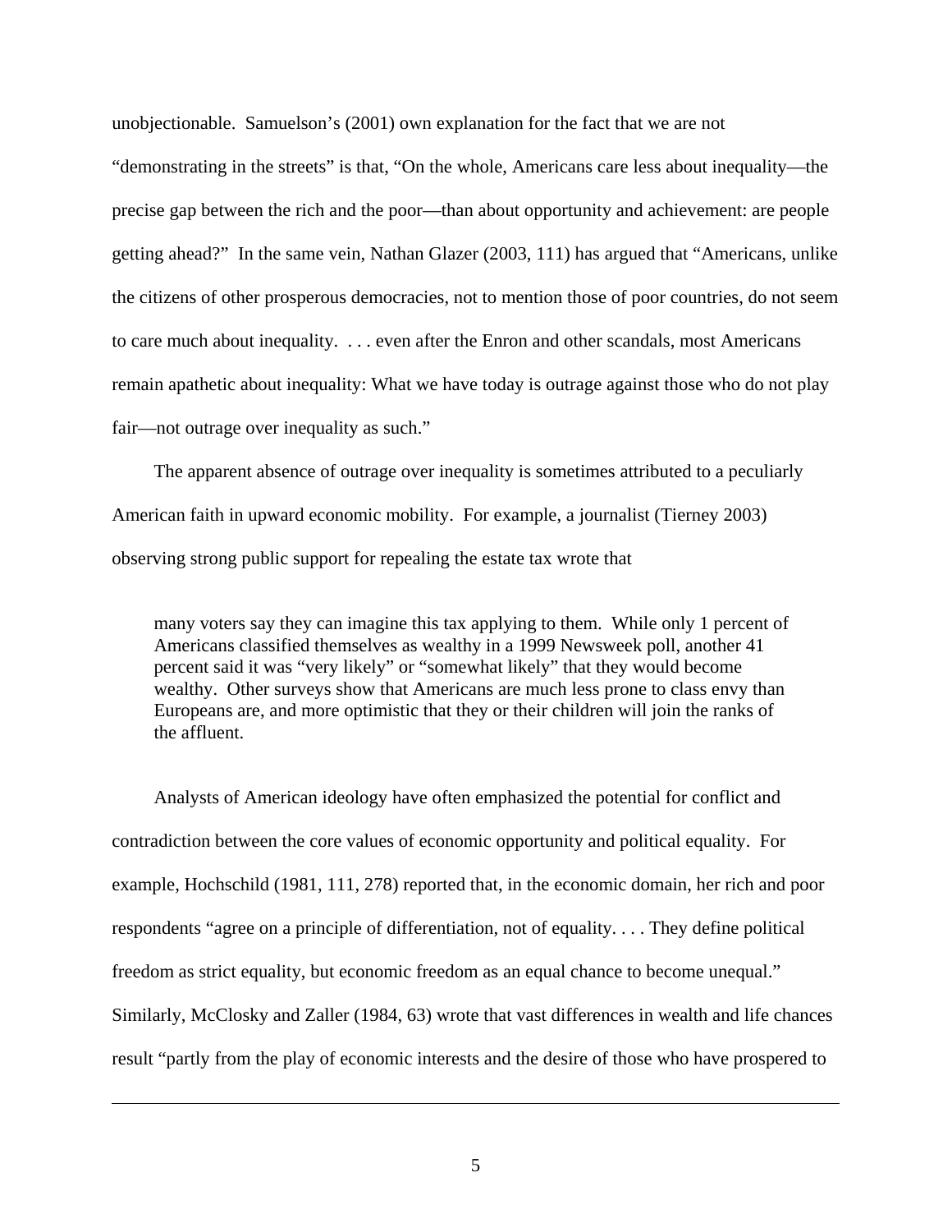unobjectionable. Samuelson's (2001) own explanation for the fact that we are not "demonstrating in the streets" is that, "On the whole, Americans care less about inequality—the precise gap between the rich and the poor—than about opportunity and achievement: are people getting ahead?" In the same vein, Nathan Glazer (2003, 111) has argued that "Americans, unlike the citizens of other prosperous democracies, not to mention those of poor countries, do not seem to care much about inequality. . . . even after the Enron and other scandals, most Americans remain apathetic about inequality: What we have today is outrage against those who do not play fair—not outrage over inequality as such."

The apparent absence of outrage over inequality is sometimes attributed to a peculiarly American faith in upward economic mobility. For example, a journalist (Tierney 2003) observing strong public support for repealing the estate tax wrote that

> many voters say they can imagine this tax applying to them. While only 1 percent of Americans classified themselves as wealthy in a 1999 Newsweek poll, another 41 percent said it was "very likely" or "somewhat likely" that they would become wealthy. Other surveys show that Americans are much less prone to class envy than Europeans are, and more optimistic that they or their children will join the ranks of the affluent.

Analysts of American ideology have often emphasized the potential for conflict and contradiction between the core values of economic opportunity and political equality. For example, Hochschild (1981, 111, 278) reported that, in the economic domain, her rich and poor respondents "agree on a principle of differentiation, not of equality. . . . They define political freedom as strict equality, but economic freedom as an equal chance to become unequal." Similarly, McClosky and Zaller (1984, 63) wrote that vast differences in wealth and life chances result "partly from the play of economic interests and the desire of those who have prospered to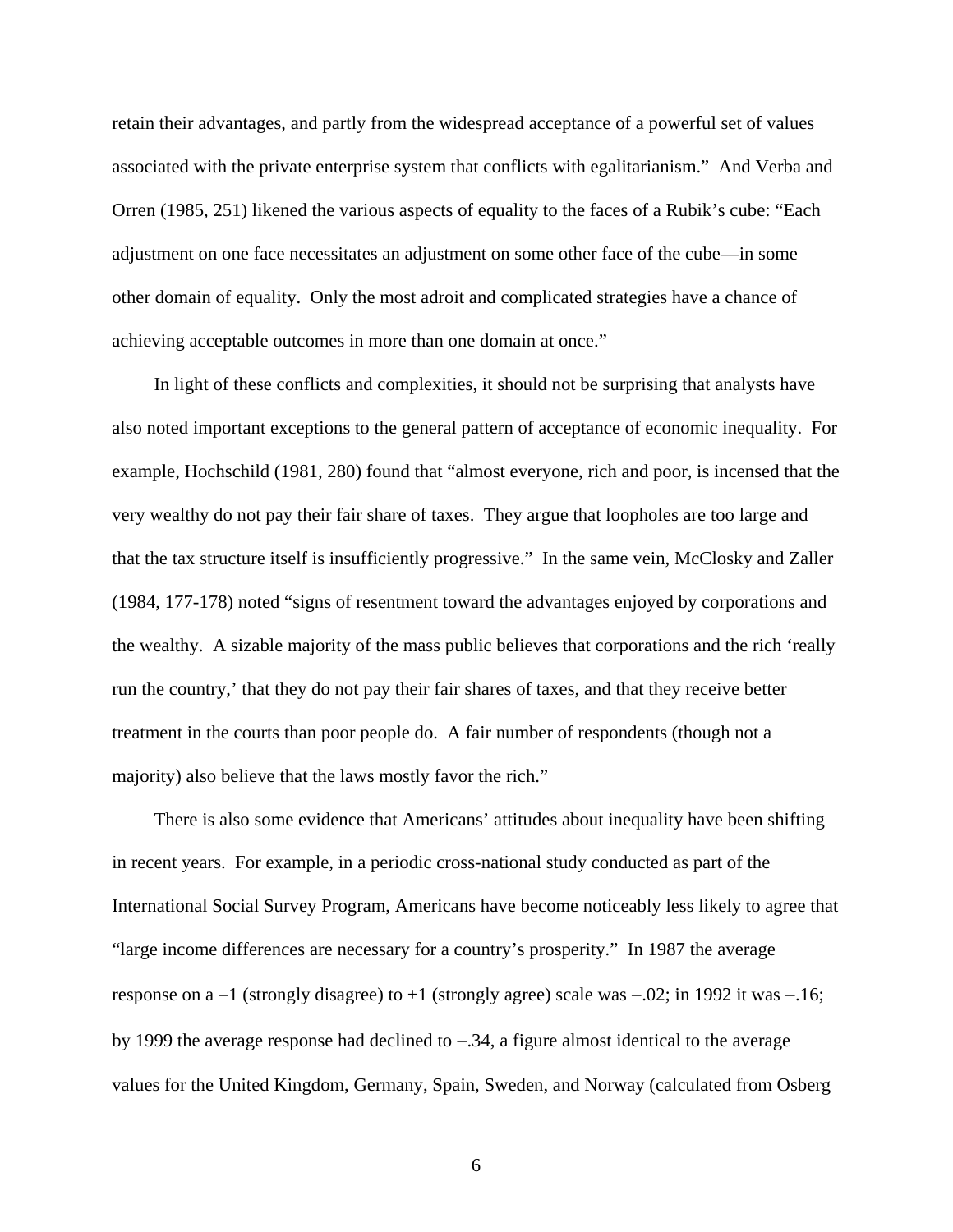retain their advantages, and partly from the widespread acceptance of a powerful set of values associated with the private enterprise system that conflicts with egalitarianism." And Verba and Orren (1985, 251) likened the various aspects of equality to the faces of a Rubik's cube: "Each adjustment on one face necessitates an adjustment on some other face of the cube—in some other domain of equality. Only the most adroit and complicated strategies have a chance of achieving acceptable outcomes in more than one domain at once."

In light of these conflicts and complexities, it should not be surprising that analysts have also noted important exceptions to the general pattern of acceptance of economic inequality. For example, Hochschild (1981, 280) found that "almost everyone, rich and poor, is incensed that the very wealthy do not pay their fair share of taxes. They argue that loopholes are too large and that the tax structure itself is insufficiently progressive." In the same vein, McClosky and Zaller (1984, 177-178) noted "signs of resentment toward the advantages enjoyed by corporations and the wealthy. A sizable majority of the mass public believes that corporations and the rich 'really run the country,' that they do not pay their fair shares of taxes, and that they receive better treatment in the courts than poor people do. A fair number of respondents (though not a majority) also believe that the laws mostly favor the rich."

There is also some evidence that Americans' attitudes about inequality have been shifting in recent years. For example, in a periodic cross-national study conducted as part of the International Social Survey Program, Americans have become noticeably less likely to agree that "large income differences are necessary for a country's prosperity." In 1987 the average response on a −1 (strongly disagree) to +1 (strongly agree) scale was −.02; in 1992 it was −.16; by 1999 the average response had declined to −.34, a figure almost identical to the average values for the United Kingdom, Germany, Spain, Sweden, and Norway (calculated from Osberg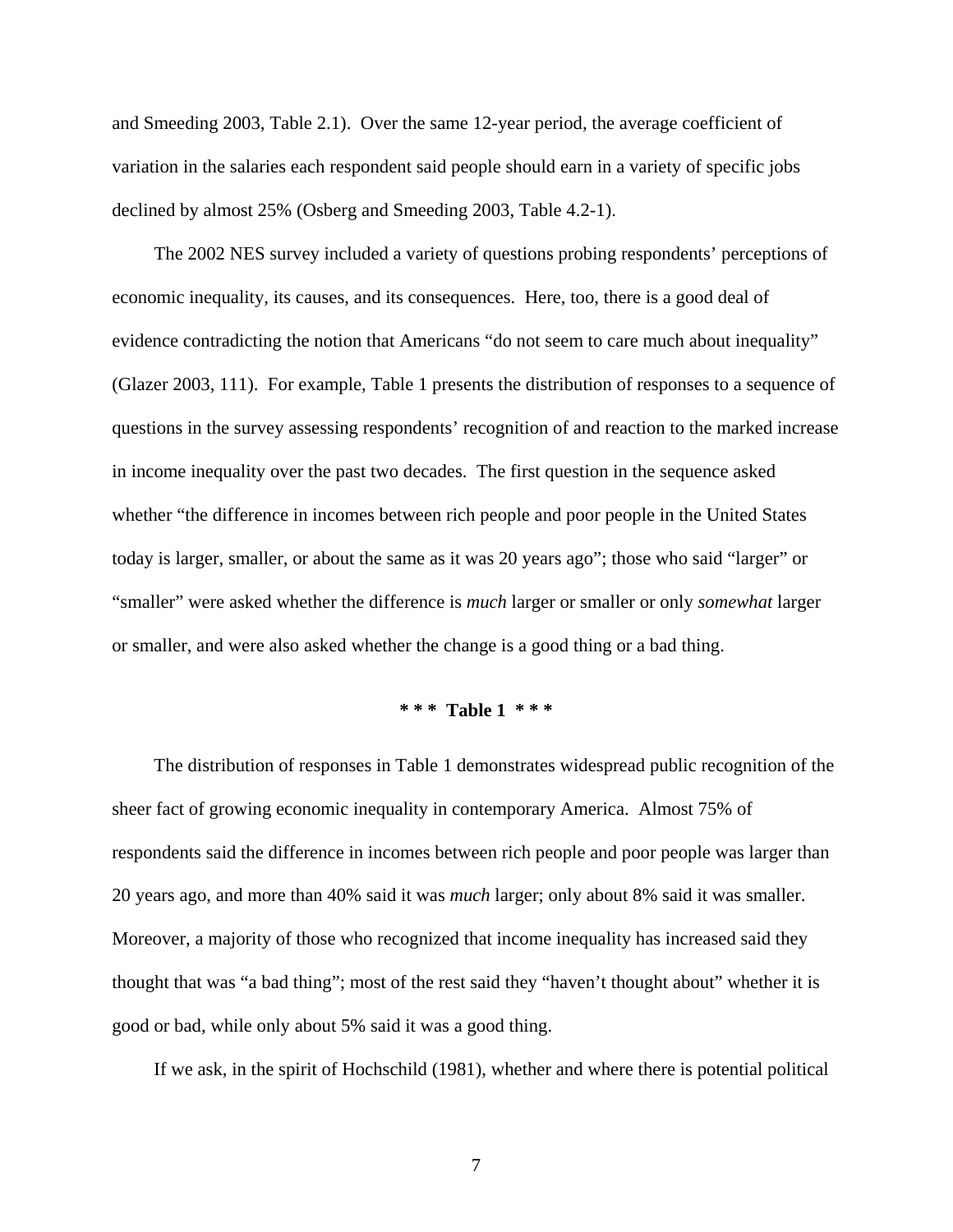and Smeeding 2003, Table 2.1). Over the same 12-year period, the average coefficient of variation in the salaries each respondent said people should earn in a variety of specific jobs declined by almost 25% (Osberg and Smeeding 2003, Table 4.2-1).

The 2002 NES survey included a variety of questions probing respondents' perceptions of economic inequality, its causes, and its consequences. Here, too, there is a good deal of evidence contradicting the notion that Americans "do not seem to care much about inequality" (Glazer 2003, 111). For example, Table 1 presents the distribution of responses to a sequence of questions in the survey assessing respondents' recognition of and reaction to the marked increase in income inequality over the past two decades. The first question in the sequence asked whether "the difference in incomes between rich people and poor people in the United States today is larger, smaller, or about the same as it was 20 years ago"; those who said "larger" or "smaller" were asked whether the difference is *much* larger or smaller or only *somewhat* larger or smaller, and were also asked whether the change is a good thing or a bad thing.

**\* \* \* Table 1 \* \* \***

The distribution of responses in Table 1 demonstrates widespread public recognition of the sheer fact of growing economic inequality in contemporary America. Almost 75% of respondents said the difference in incomes between rich people and poor people was larger than 20 years ago, and more than 40% said it was *much* larger; only about 8% said it was smaller. Moreover, a majority of those who recognized that income inequality has increased said they thought that was "a bad thing"; most of the rest said they "haven't thought about" whether it is good or bad, while only about 5% said it was a good thing.

If we ask, in the spirit of Hochschild (1981), whether and where there is potential political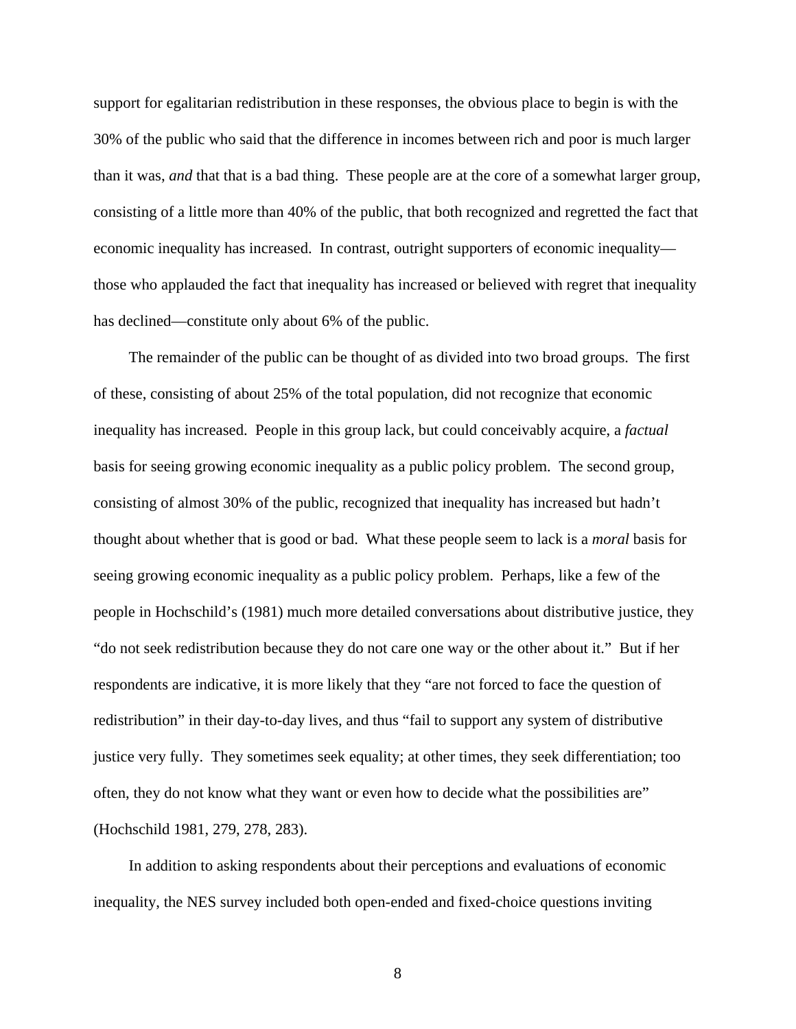support for egalitarian redistribution in these responses, the obvious place to begin is with the 30% of the public who said that the difference in incomes between rich and poor is much larger than it was, *and* that that is a bad thing. These people are at the core of a somewhat larger group, consisting of a little more than 40% of the public, that both recognized and regretted the fact that economic inequality has increased. In contrast, outright supporters of economic inequality—those who applauded the fact that inequality has increased or believed with regret that inequality has declined—constitute only about 6% of the public.

The remainder of the public can be thought of as divided into two broad groups. The first of these, consisting of about 25% of the total population, did not recognize that economic inequality has increased. People in this group lack, but could conceivably acquire, a *factual* basis for seeing growing economic inequality as a public policy problem. The second group, consisting of almost 30% of the public, recognized that inequality has increased but hadn't thought about whether that is good or bad. What these people seem to lack is a *moral* basis for seeing growing economic inequality as a public policy problem. Perhaps, like a few of the people in Hochschild's (1981) much more detailed conversations about distributive justice, they "do not seek redistribution because they do not care one way or the other about it." But if her respondents are indicative, it is more likely that they "are not forced to face the question of redistribution" in their day-to-day lives, and thus "fail to support any system of distributive justice very fully. They sometimes seek equality; at other times, they seek differentiation; too often, they do not know what they want or even how to decide what the possibilities are" (Hochschild 1981, 279, 278, 283).

In addition to asking respondents about their perceptions and evaluations of economic inequality, the NES survey included both open-ended and fixed-choice questions inviting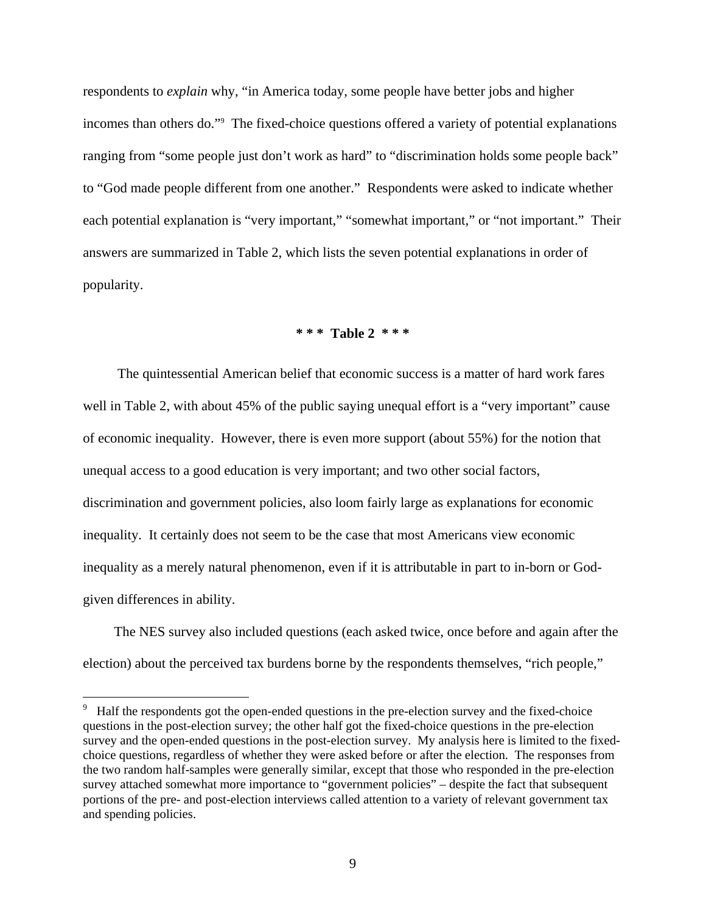respondents to *explain* why, "in America today, some people have better jobs and higher incomes than others do."[9] The fixed-choice questions offered a variety of potential explanations ranging from "some people just don't work as hard" to "discrimination holds some people back" to "God made people different from one another." Respondents were asked to indicate whether each potential explanation is "very important," "somewhat important," or "not important." Their answers are summarized in Table 2, which lists the seven potential explanations in order of popularity.

**\* \* \* Table 2 \* \* \***

The quintessential American belief that economic success is a matter of hard work fares well in Table 2, with about 45% of the public saying unequal effort is a "very important" cause of economic inequality. However, there is even more support (about 55%) for the notion that unequal access to a good education is very important; and two other social factors, discrimination and government policies, also loom fairly large as explanations for economic inequality. It certainly does not seem to be the case that most Americans view economic inequality as a merely natural phenomenon, even if it is attributable in part to in-born or God-given differences in ability.

The NES survey also included questions (each asked twice, once before and again after the election) about the perceived tax burdens borne by the respondents themselves, "rich people,"

---

[9] Half the respondents got the open-ended questions in the pre-election survey and the fixed-choice questions in the post-election survey; the other half got the fixed-choice questions in the pre-election survey and the open-ended questions in the post-election survey. My analysis here is limited to the fixed-choice questions, regardless of whether they were asked before or after the election. The responses from the two random half-samples were generally similar, except that those who responded in the pre-election survey attached somewhat more importance to "government policies" – despite the fact that subsequent portions of the pre- and post-election interviews called attention to a variety of relevant government tax and spending policies.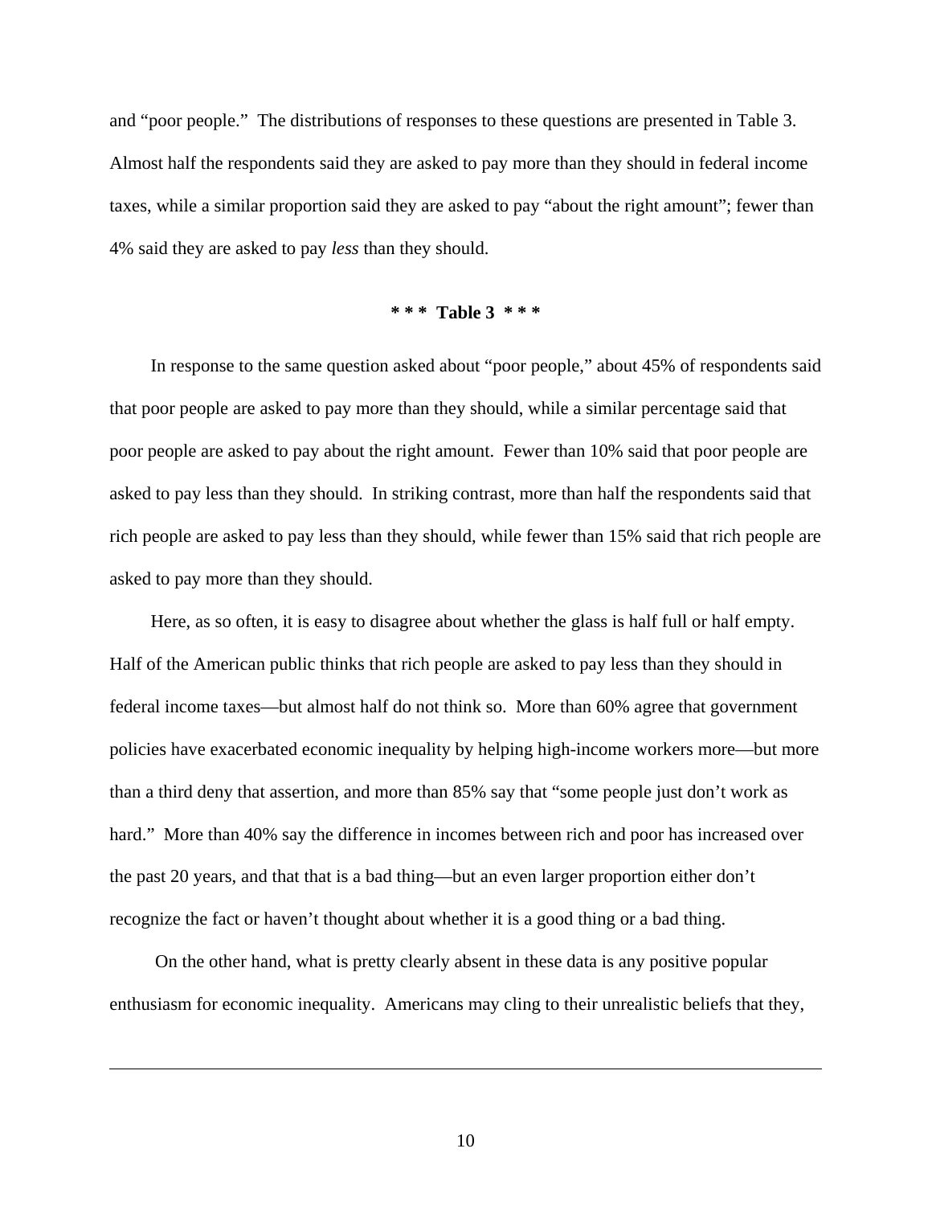and "poor people." The distributions of responses to these questions are presented in Table 3. Almost half the respondents said they are asked to pay more than they should in federal income taxes, while a similar proportion said they are asked to pay "about the right amount"; fewer than 4% said they are asked to pay *less* than they should.

**\* \* \* Table 3 \* \* \***

In response to the same question asked about "poor people," about 45% of respondents said that poor people are asked to pay more than they should, while a similar percentage said that poor people are asked to pay about the right amount. Fewer than 10% said that poor people are asked to pay less than they should. In striking contrast, more than half the respondents said that rich people are asked to pay less than they should, while fewer than 15% said that rich people are asked to pay more than they should.

Here, as so often, it is easy to disagree about whether the glass is half full or half empty. Half of the American public thinks that rich people are asked to pay less than they should in federal income taxes—but almost half do not think so. More than 60% agree that government policies have exacerbated economic inequality by helping high-income workers more—but more than a third deny that assertion, and more than 85% say that "some people just don't work as hard." More than 40% say the difference in incomes between rich and poor has increased over the past 20 years, and that that is a bad thing—but an even larger proportion either don't recognize the fact or haven't thought about whether it is a good thing or a bad thing.

On the other hand, what is pretty clearly absent in these data is any positive popular enthusiasm for economic inequality. Americans may cling to their unrealistic beliefs that they,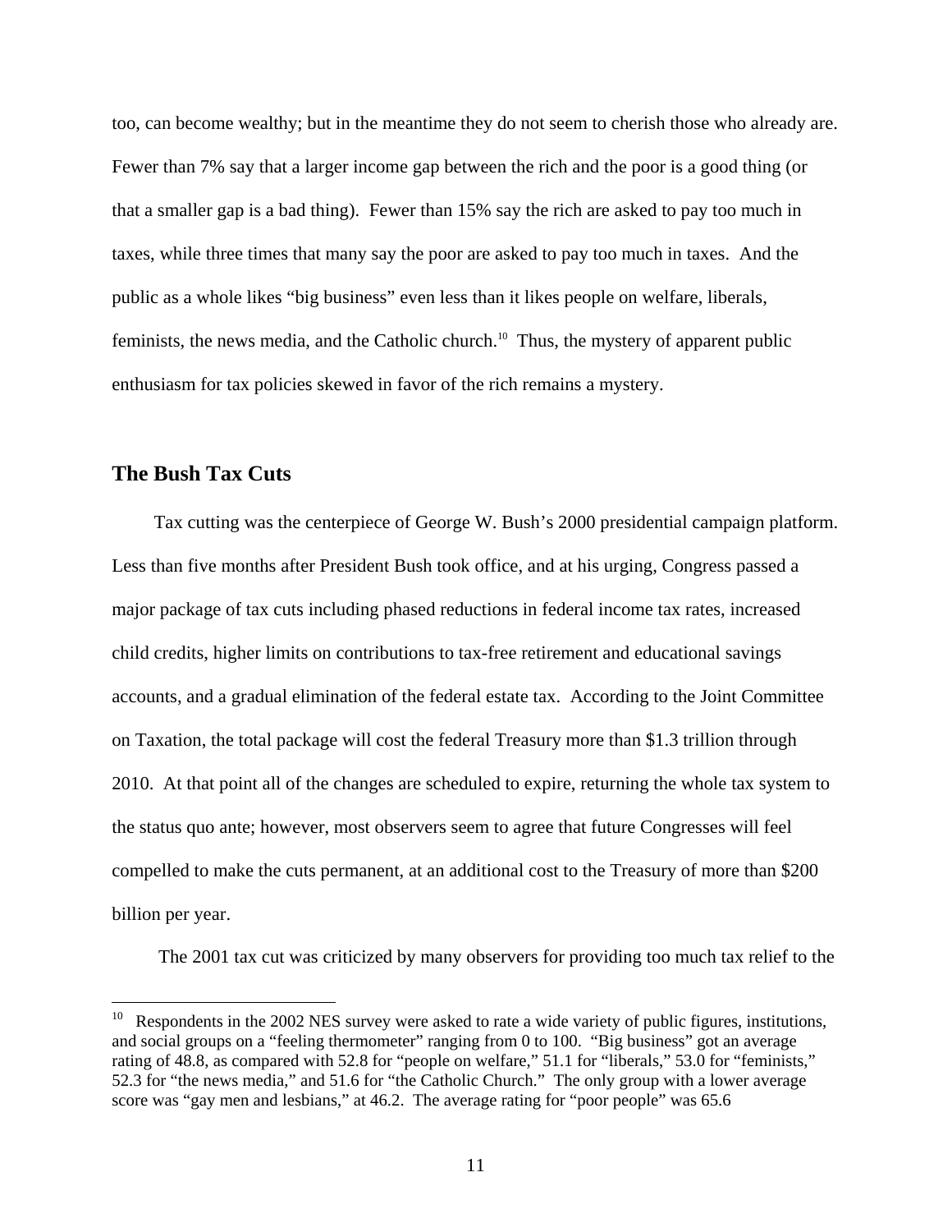too, can become wealthy; but in the meantime they do not seem to cherish those who already are. Fewer than 7% say that a larger income gap between the rich and the poor is a good thing (or that a smaller gap is a bad thing). Fewer than 15% say the rich are asked to pay too much in taxes, while three times that many say the poor are asked to pay too much in taxes. And the public as a whole likes "big business" even less than it likes people on welfare, liberals, feminists, the news media, and the Catholic church.[10] Thus, the mystery of apparent public enthusiasm for tax policies skewed in favor of the rich remains a mystery.

## The Bush Tax Cuts

Tax cutting was the centerpiece of George W. Bush's 2000 presidential campaign platform. Less than five months after President Bush took office, and at his urging, Congress passed a major package of tax cuts including phased reductions in federal income tax rates, increased child credits, higher limits on contributions to tax-free retirement and educational savings accounts, and a gradual elimination of the federal estate tax. According to the Joint Committee on Taxation, the total package will cost the federal Treasury more than $1.3 trillion through 2010. At that point all of the changes are scheduled to expire, returning the whole tax system to the status quo ante; however, most observers seem to agree that future Congresses will feel compelled to make the cuts permanent, at an additional cost to the Treasury of more than $200 billion per year.

The 2001 tax cut was criticized by many observers for providing too much tax relief to the

[10] Respondents in the 2002 NES survey were asked to rate a wide variety of public figures, institutions, and social groups on a "feeling thermometer" ranging from 0 to 100. "Big business" got an average rating of 48.8, as compared with 52.8 for "people on welfare," 51.1 for "liberals," 53.0 for "feminists," 52.3 for "the news media," and 51.6 for "the Catholic Church." The only group with a lower average score was "gay men and lesbians," at 46.2. The average rating for "poor people" was 65.6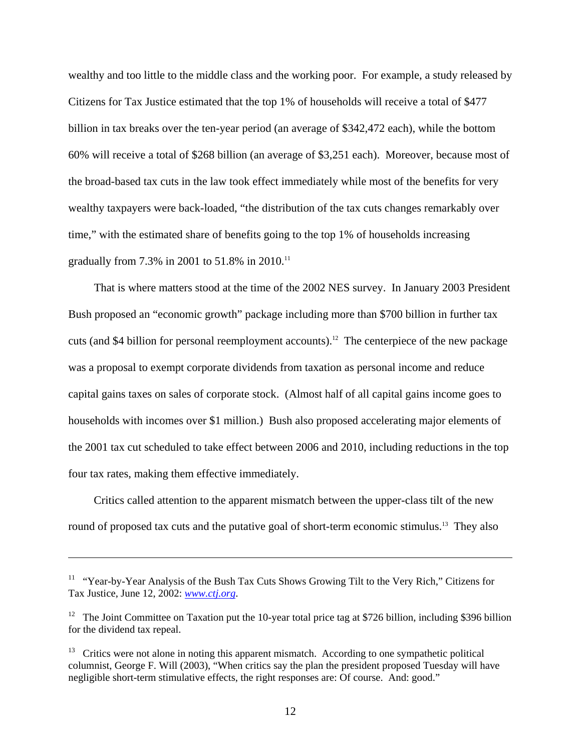wealthy and too little to the middle class and the working poor. For example, a study released by Citizens for Tax Justice estimated that the top 1% of households will receive a total of $477 billion in tax breaks over the ten-year period (an average of $342,472 each), while the bottom 60% will receive a total of $268 billion (an average of $3,251 each). Moreover, because most of the broad-based tax cuts in the law took effect immediately while most of the benefits for very wealthy taxpayers were back-loaded, "the distribution of the tax cuts changes remarkably over time," with the estimated share of benefits going to the top 1% of households increasing gradually from 7.3% in 2001 to 51.8% in 2010.[11]

That is where matters stood at the time of the 2002 NES survey. In January 2003 President Bush proposed an "economic growth" package including more than $700 billion in further tax cuts (and $4 billion for personal reemployment accounts).[12] The centerpiece of the new package was a proposal to exempt corporate dividends from taxation as personal income and reduce capital gains taxes on sales of corporate stock. (Almost half of all capital gains income goes to households with incomes over $1 million.) Bush also proposed accelerating major elements of the 2001 tax cut scheduled to take effect between 2006 and 2010, including reductions in the top four tax rates, making them effective immediately.

Critics called attention to the apparent mismatch between the upper-class tilt of the new round of proposed tax cuts and the putative goal of short-term economic stimulus.[13] They also

---

[11] "Year-by-Year Analysis of the Bush Tax Cuts Shows Growing Tilt to the Very Rich," Citizens for Tax Justice, June 12, 2002: *www.ctj.org*.

[12] The Joint Committee on Taxation put the 10-year total price tag at $726 billion, including $396 billion for the dividend tax repeal.

[13] Critics were not alone in noting this apparent mismatch. According to one sympathetic political columnist, George F. Will (2003), "When critics say the plan the president proposed Tuesday will have negligible short-term stimulative effects, the right responses are: Of course. And: good."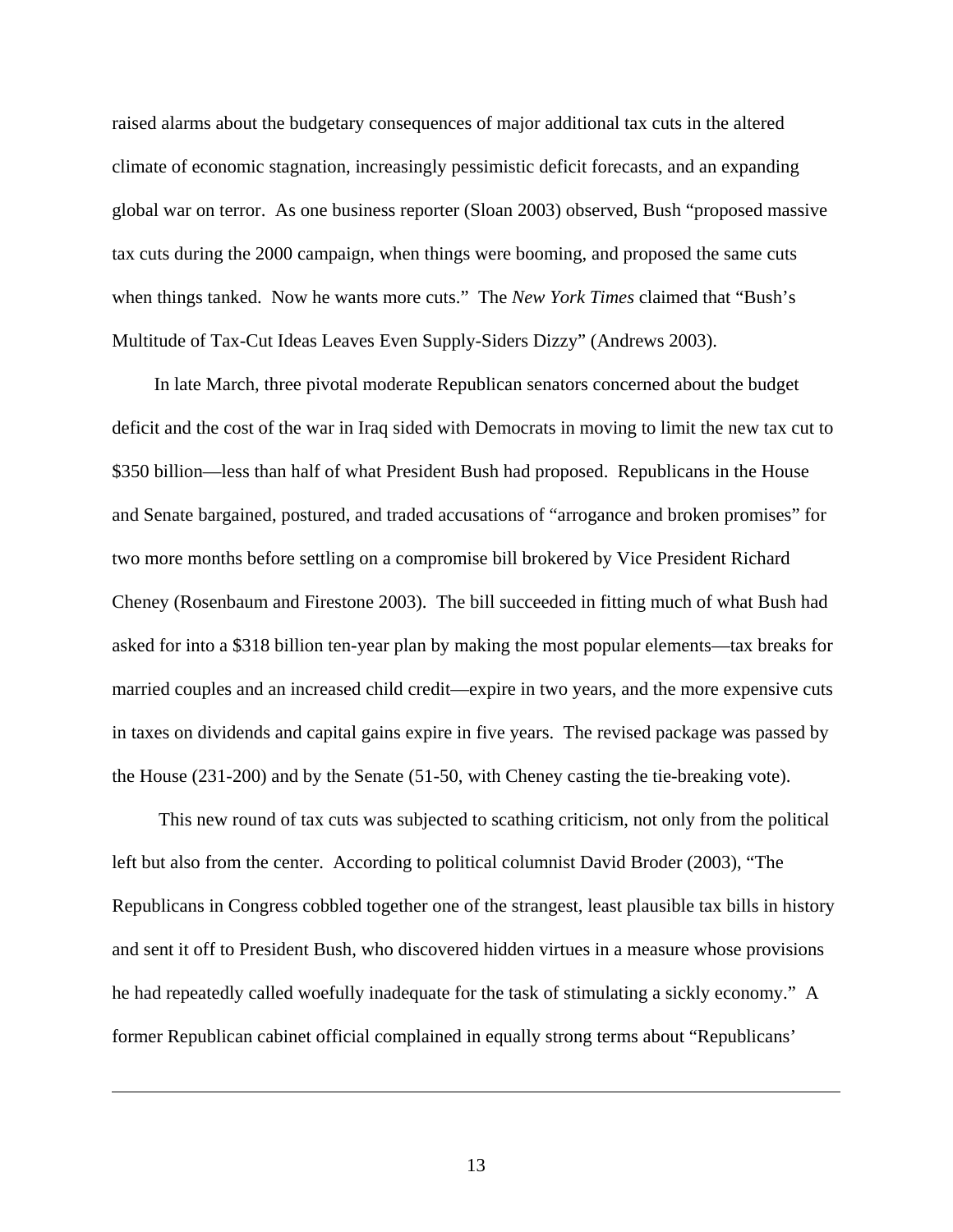raised alarms about the budgetary consequences of major additional tax cuts in the altered climate of economic stagnation, increasingly pessimistic deficit forecasts, and an expanding global war on terror. As one business reporter (Sloan 2003) observed, Bush "proposed massive tax cuts during the 2000 campaign, when things were booming, and proposed the same cuts when things tanked. Now he wants more cuts." The *New York Times* claimed that "Bush's Multitude of Tax-Cut Ideas Leaves Even Supply-Siders Dizzy" (Andrews 2003).

In late March, three pivotal moderate Republican senators concerned about the budget deficit and the cost of the war in Iraq sided with Democrats in moving to limit the new tax cut to $350 billion—less than half of what President Bush had proposed. Republicans in the House and Senate bargained, postured, and traded accusations of "arrogance and broken promises" for two more months before settling on a compromise bill brokered by Vice President Richard Cheney (Rosenbaum and Firestone 2003). The bill succeeded in fitting much of what Bush had asked for into a $318 billion ten-year plan by making the most popular elements—tax breaks for married couples and an increased child credit—expire in two years, and the more expensive cuts in taxes on dividends and capital gains expire in five years. The revised package was passed by the House (231-200) and by the Senate (51-50, with Cheney casting the tie-breaking vote).

This new round of tax cuts was subjected to scathing criticism, not only from the political left but also from the center. According to political columnist David Broder (2003), "The Republicans in Congress cobbled together one of the strangest, least plausible tax bills in history and sent it off to President Bush, who discovered hidden virtues in a measure whose provisions he had repeatedly called woefully inadequate for the task of stimulating a sickly economy." A former Republican cabinet official complained in equally strong terms about "Republicans'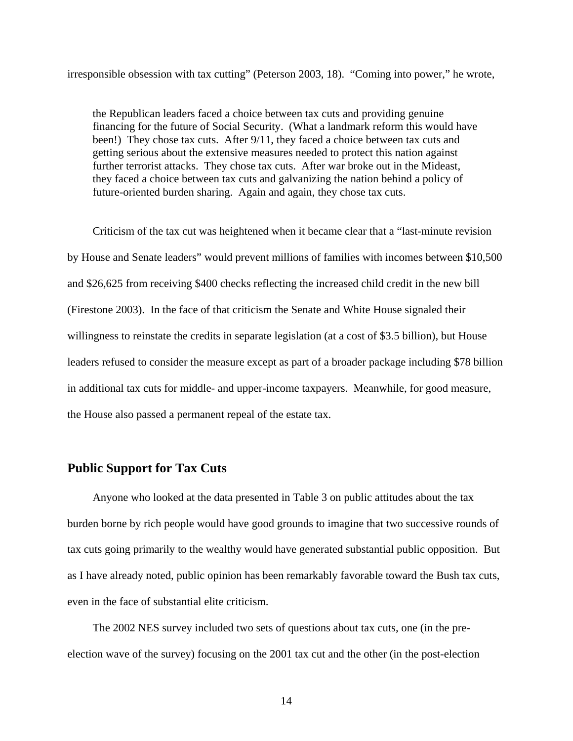irresponsible obsession with tax cutting" (Peterson 2003, 18). "Coming into power," he wrote,

> the Republican leaders faced a choice between tax cuts and providing genuine financing for the future of Social Security. (What a landmark reform this would have been!) They chose tax cuts. After 9/11, they faced a choice between tax cuts and getting serious about the extensive measures needed to protect this nation against further terrorist attacks. They chose tax cuts. After war broke out in the Mideast, they faced a choice between tax cuts and galvanizing the nation behind a policy of future-oriented burden sharing. Again and again, they chose tax cuts.

Criticism of the tax cut was heightened when it became clear that a "last-minute revision by House and Senate leaders" would prevent millions of families with incomes between $10,500 and $26,625 from receiving $400 checks reflecting the increased child credit in the new bill (Firestone 2003). In the face of that criticism the Senate and White House signaled their willingness to reinstate the credits in separate legislation (at a cost of $3.5 billion), but House leaders refused to consider the measure except as part of a broader package including $78 billion in additional tax cuts for middle- and upper-income taxpayers. Meanwhile, for good measure, the House also passed a permanent repeal of the estate tax.

## Public Support for Tax Cuts

Anyone who looked at the data presented in Table 3 on public attitudes about the tax burden borne by rich people would have good grounds to imagine that two successive rounds of tax cuts going primarily to the wealthy would have generated substantial public opposition. But as I have already noted, public opinion has been remarkably favorable toward the Bush tax cuts, even in the face of substantial elite criticism.

The 2002 NES survey included two sets of questions about tax cuts, one (in the pre-election wave of the survey) focusing on the 2001 tax cut and the other (in the post-election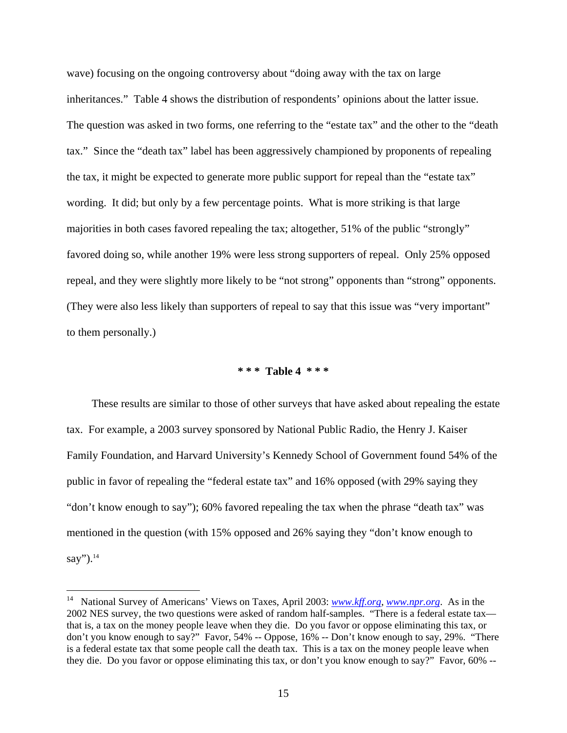wave) focusing on the ongoing controversy about "doing away with the tax on large inheritances." Table 4 shows the distribution of respondents' opinions about the latter issue. The question was asked in two forms, one referring to the "estate tax" and the other to the "death tax." Since the "death tax" label has been aggressively championed by proponents of repealing the tax, it might be expected to generate more public support for repeal than the "estate tax" wording. It did; but only by a few percentage points. What is more striking is that large majorities in both cases favored repealing the tax; altogether, 51% of the public "strongly" favored doing so, while another 19% were less strong supporters of repeal. Only 25% opposed repeal, and they were slightly more likely to be "not strong" opponents than "strong" opponents. (They were also less likely than supporters of repeal to say that this issue was "very important" to them personally.)

**\* \* \* Table 4 \* \* \***

These results are similar to those of other surveys that have asked about repealing the estate tax. For example, a 2003 survey sponsored by National Public Radio, the Henry J. Kaiser Family Foundation, and Harvard University's Kennedy School of Government found 54% of the public in favor of repealing the "federal estate tax" and 16% opposed (with 29% saying they "don't know enough to say"); 60% favored repealing the tax when the phrase "death tax" was mentioned in the question (with 15% opposed and 26% saying they "don't know enough to say").[14]

---

[14] National Survey of Americans' Views on Taxes, April 2003: *www.kff.org*, *www.npr.org*. As in the 2002 NES survey, the two questions were asked of random half-samples. "There is a federal estate tax—that is, a tax on the money people leave when they die. Do you favor or oppose eliminating this tax, or don't you know enough to say?" Favor, 54% -- Oppose, 16% -- Don't know enough to say, 29%. "There is a federal estate tax that some people call the death tax. This is a tax on the money people leave when they die. Do you favor or oppose eliminating this tax, or don't you know enough to say?" Favor, 60% --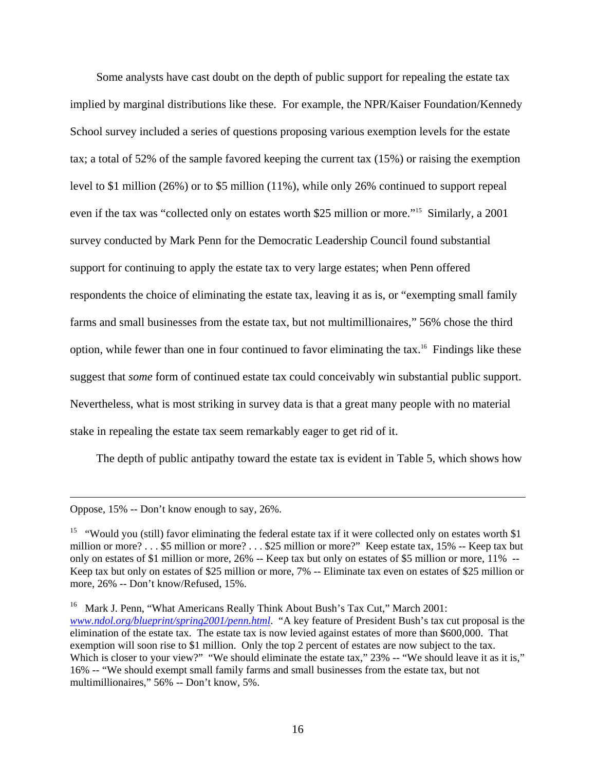Some analysts have cast doubt on the depth of public support for repealing the estate tax implied by marginal distributions like these. For example, the NPR/Kaiser Foundation/Kennedy School survey included a series of questions proposing various exemption levels for the estate tax; a total of 52% of the sample favored keeping the current tax (15%) or raising the exemption level to $1 million (26%) or to $5 million (11%), while only 26% continued to support repeal even if the tax was "collected only on estates worth $25 million or more."[15] Similarly, a 2001 survey conducted by Mark Penn for the Democratic Leadership Council found substantial support for continuing to apply the estate tax to very large estates; when Penn offered respondents the choice of eliminating the estate tax, leaving it as is, or "exempting small family farms and small businesses from the estate tax, but not multimillionaires," 56% chose the third option, while fewer than one in four continued to favor eliminating the tax.[16] Findings like these suggest that *some* form of continued estate tax could conceivably win substantial public support. Nevertheless, what is most striking in survey data is that a great many people with no material stake in repealing the estate tax seem remarkably eager to get rid of it.

The depth of public antipathy toward the estate tax is evident in Table 5, which shows how

---

Oppose, 15% -- Don't know enough to say, 26%.

[15] "Would you (still) favor eliminating the federal estate tax if it were collected only on estates worth $1 million or more? . . . $5 million or more? . . . $25 million or more?" Keep estate tax, 15% -- Keep tax but only on estates of $1 million or more, 26% -- Keep tax but only on estates of $5 million or more, 11% -- Keep tax but only on estates of $25 million or more, 7% -- Eliminate tax even on estates of $25 million or more, 26% -- Don't know/Refused, 15%.

[16] Mark J. Penn, "What Americans Really Think About Bush's Tax Cut," March 2001: *www.ndol.org/blueprint/spring2001/penn.html*. "A key feature of President Bush's tax cut proposal is the elimination of the estate tax. The estate tax is now levied against estates of more than $600,000. That exemption will soon rise to $1 million. Only the top 2 percent of estates are now subject to the tax. Which is closer to your view?" "We should eliminate the estate tax," 23% -- "We should leave it as it is," 16% -- "We should exempt small family farms and small businesses from the estate tax, but not multimillionaires," 56% -- Don't know, 5%.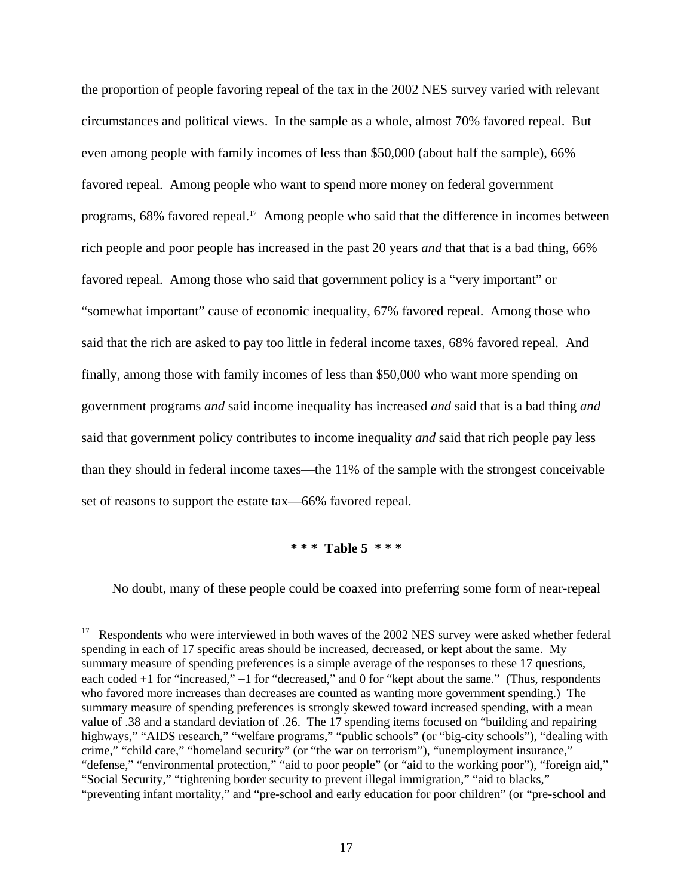the proportion of people favoring repeal of the tax in the 2002 NES survey varied with relevant circumstances and political views. In the sample as a whole, almost 70% favored repeal. But even among people with family incomes of less than $50,000 (about half the sample), 66% favored repeal. Among people who want to spend more money on federal government programs, 68% favored repeal.[17] Among people who said that the difference in incomes between rich people and poor people has increased in the past 20 years *and* that that is a bad thing, 66% favored repeal. Among those who said that government policy is a "very important" or "somewhat important" cause of economic inequality, 67% favored repeal. Among those who said that the rich are asked to pay too little in federal income taxes, 68% favored repeal. And finally, among those with family incomes of less than $50,000 who want more spending on government programs *and* said income inequality has increased *and* said that is a bad thing *and* said that government policy contributes to income inequality *and* said that rich people pay less than they should in federal income taxes—the 11% of the sample with the strongest conceivable set of reasons to support the estate tax—66% favored repeal.

**\* \* \* Table 5 \* \* \***

No doubt, many of these people could be coaxed into preferring some form of near-repeal

---

[17] Respondents who were interviewed in both waves of the 2002 NES survey were asked whether federal spending in each of 17 specific areas should be increased, decreased, or kept about the same. My summary measure of spending preferences is a simple average of the responses to these 17 questions, each coded +1 for "increased," –1 for "decreased," and 0 for "kept about the same." (Thus, respondents who favored more increases than decreases are counted as wanting more government spending.) The summary measure of spending preferences is strongly skewed toward increased spending, with a mean value of .38 and a standard deviation of .26. The 17 spending items focused on "building and repairing highways," "AIDS research," "welfare programs," "public schools" (or "big-city schools"), "dealing with crime," "child care," "homeland security" (or "the war on terrorism"), "unemployment insurance," "defense," "environmental protection," "aid to poor people" (or "aid to the working poor"), "foreign aid," "Social Security," "tightening border security to prevent illegal immigration," "aid to blacks," "preventing infant mortality," and "pre-school and early education for poor children" (or "pre-school and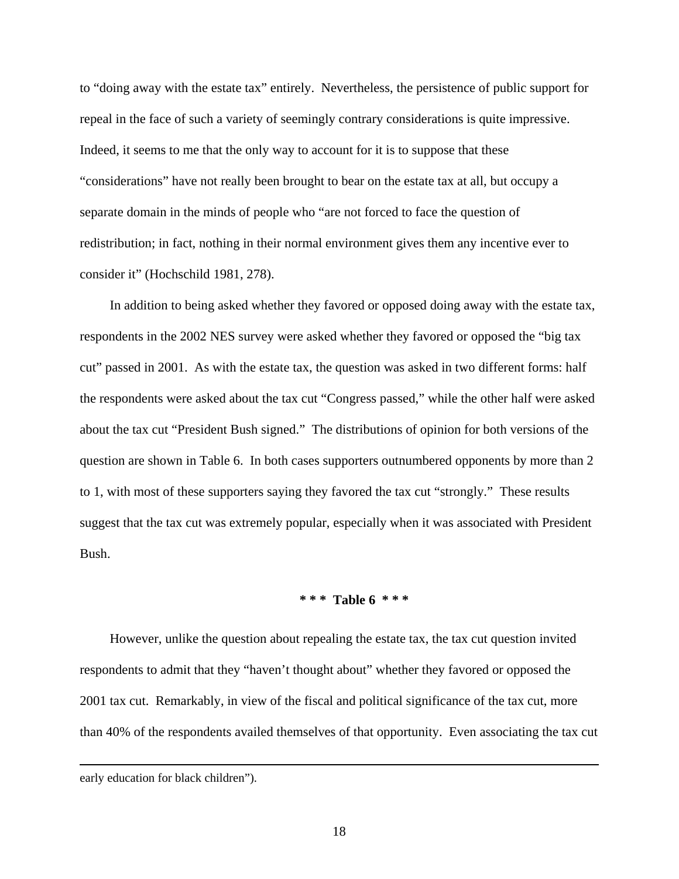to "doing away with the estate tax" entirely. Nevertheless, the persistence of public support for repeal in the face of such a variety of seemingly contrary considerations is quite impressive. Indeed, it seems to me that the only way to account for it is to suppose that these "considerations" have not really been brought to bear on the estate tax at all, but occupy a separate domain in the minds of people who "are not forced to face the question of redistribution; in fact, nothing in their normal environment gives them any incentive ever to consider it" (Hochschild 1981, 278).

In addition to being asked whether they favored or opposed doing away with the estate tax, respondents in the 2002 NES survey were asked whether they favored or opposed the "big tax cut" passed in 2001. As with the estate tax, the question was asked in two different forms: half the respondents were asked about the tax cut "Congress passed," while the other half were asked about the tax cut "President Bush signed." The distributions of opinion for both versions of the question are shown in Table 6. In both cases supporters outnumbered opponents by more than 2 to 1, with most of these supporters saying they favored the tax cut "strongly." These results suggest that the tax cut was extremely popular, especially when it was associated with President Bush.

**\* \* \* Table 6 \* \* \***

However, unlike the question about repealing the estate tax, the tax cut question invited respondents to admit that they "haven't thought about" whether they favored or opposed the 2001 tax cut. Remarkably, in view of the fiscal and political significance of the tax cut, more than 40% of the respondents availed themselves of that opportunity. Even associating the tax cut

---

early education for black children").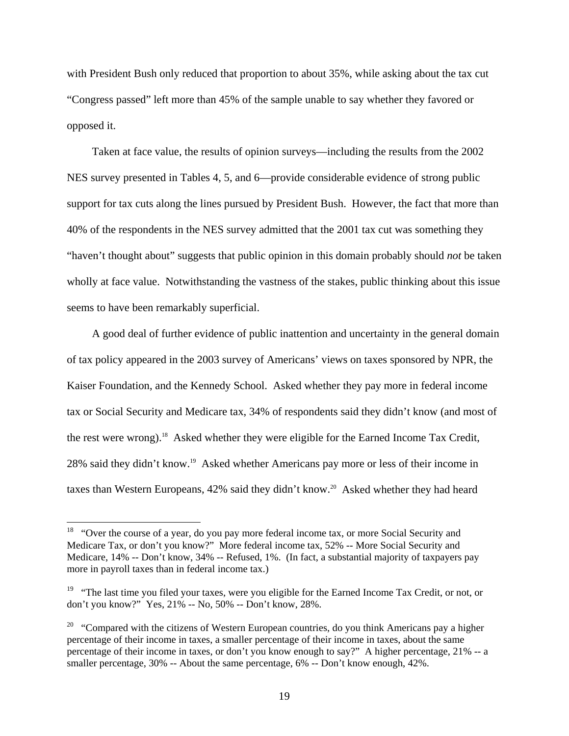with President Bush only reduced that proportion to about 35%, while asking about the tax cut "Congress passed" left more than 45% of the sample unable to say whether they favored or opposed it.

Taken at face value, the results of opinion surveys—including the results from the 2002 NES survey presented in Tables 4, 5, and 6—provide considerable evidence of strong public support for tax cuts along the lines pursued by President Bush. However, the fact that more than 40% of the respondents in the NES survey admitted that the 2001 tax cut was something they "haven't thought about" suggests that public opinion in this domain probably should *not* be taken wholly at face value. Notwithstanding the vastness of the stakes, public thinking about this issue seems to have been remarkably superficial.

A good deal of further evidence of public inattention and uncertainty in the general domain of tax policy appeared in the 2003 survey of Americans' views on taxes sponsored by NPR, the Kaiser Foundation, and the Kennedy School. Asked whether they pay more in federal income tax or Social Security and Medicare tax, 34% of respondents said they didn't know (and most of the rest were wrong).[18] Asked whether they were eligible for the Earned Income Tax Credit, 28% said they didn't know.[19] Asked whether Americans pay more or less of their income in taxes than Western Europeans, 42% said they didn't know.[20] Asked whether they had heard

---

[18] "Over the course of a year, do you pay more federal income tax, or more Social Security and Medicare Tax, or don't you know?" More federal income tax, 52% -- More Social Security and Medicare, 14% -- Don't know, 34% -- Refused, 1%. (In fact, a substantial majority of taxpayers pay more in payroll taxes than in federal income tax.)

[19] "The last time you filed your taxes, were you eligible for the Earned Income Tax Credit, or not, or don't you know?" Yes, 21% -- No, 50% -- Don't know, 28%.

[20] "Compared with the citizens of Western European countries, do you think Americans pay a higher percentage of their income in taxes, a smaller percentage of their income in taxes, about the same percentage of their income in taxes, or don't you know enough to say?" A higher percentage, 21% -- a smaller percentage, 30% -- About the same percentage, 6% -- Don't know enough, 42%.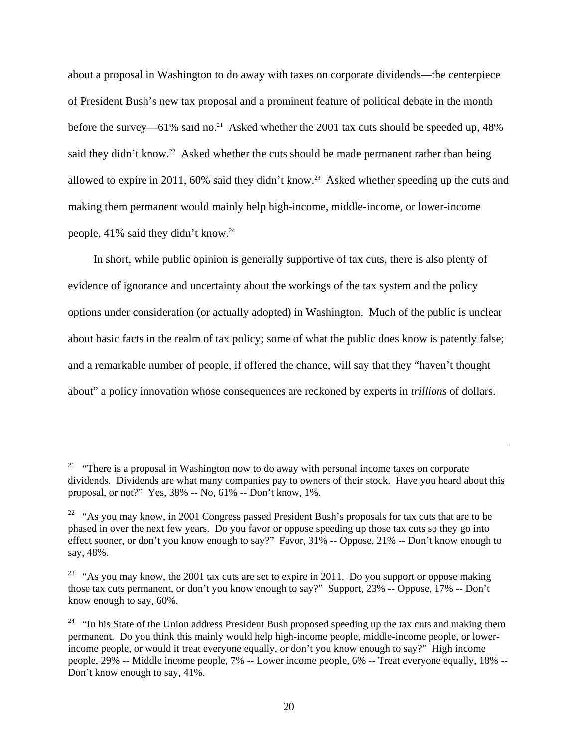about a proposal in Washington to do away with taxes on corporate dividends—the centerpiece of President Bush's new tax proposal and a prominent feature of political debate in the month before the survey—61% said no.[21] Asked whether the 2001 tax cuts should be speeded up, 48% said they didn't know.[22] Asked whether the cuts should be made permanent rather than being allowed to expire in 2011, 60% said they didn't know.[23] Asked whether speeding up the cuts and making them permanent would mainly help high-income, middle-income, or lower-income people, 41% said they didn't know.[24]

In short, while public opinion is generally supportive of tax cuts, there is also plenty of evidence of ignorance and uncertainty about the workings of the tax system and the policy options under consideration (or actually adopted) in Washington. Much of the public is unclear about basic facts in the realm of tax policy; some of what the public does know is patently false; and a remarkable number of people, if offered the chance, will say that they "haven't thought about" a policy innovation whose consequences are reckoned by experts in *trillions* of dollars.

---

[21] "There is a proposal in Washington now to do away with personal income taxes on corporate dividends. Dividends are what many companies pay to owners of their stock. Have you heard about this proposal, or not?" Yes, 38% -- No, 61% -- Don't know, 1%.

[22] "As you may know, in 2001 Congress passed President Bush's proposals for tax cuts that are to be phased in over the next few years. Do you favor or oppose speeding up those tax cuts so they go into effect sooner, or don't you know enough to say?" Favor, 31% -- Oppose, 21% -- Don't know enough to say, 48%.

[23] "As you may know, the 2001 tax cuts are set to expire in 2011. Do you support or oppose making those tax cuts permanent, or don't you know enough to say?" Support, 23% -- Oppose, 17% -- Don't know enough to say, 60%.

[24] "In his State of the Union address President Bush proposed speeding up the tax cuts and making them permanent. Do you think this mainly would help high-income people, middle-income people, or lower-income people, or would it treat everyone equally, or don't you know enough to say?" High income people, 29% -- Middle income people, 7% -- Lower income people, 6% -- Treat everyone equally, 18% -- Don't know enough to say, 41%.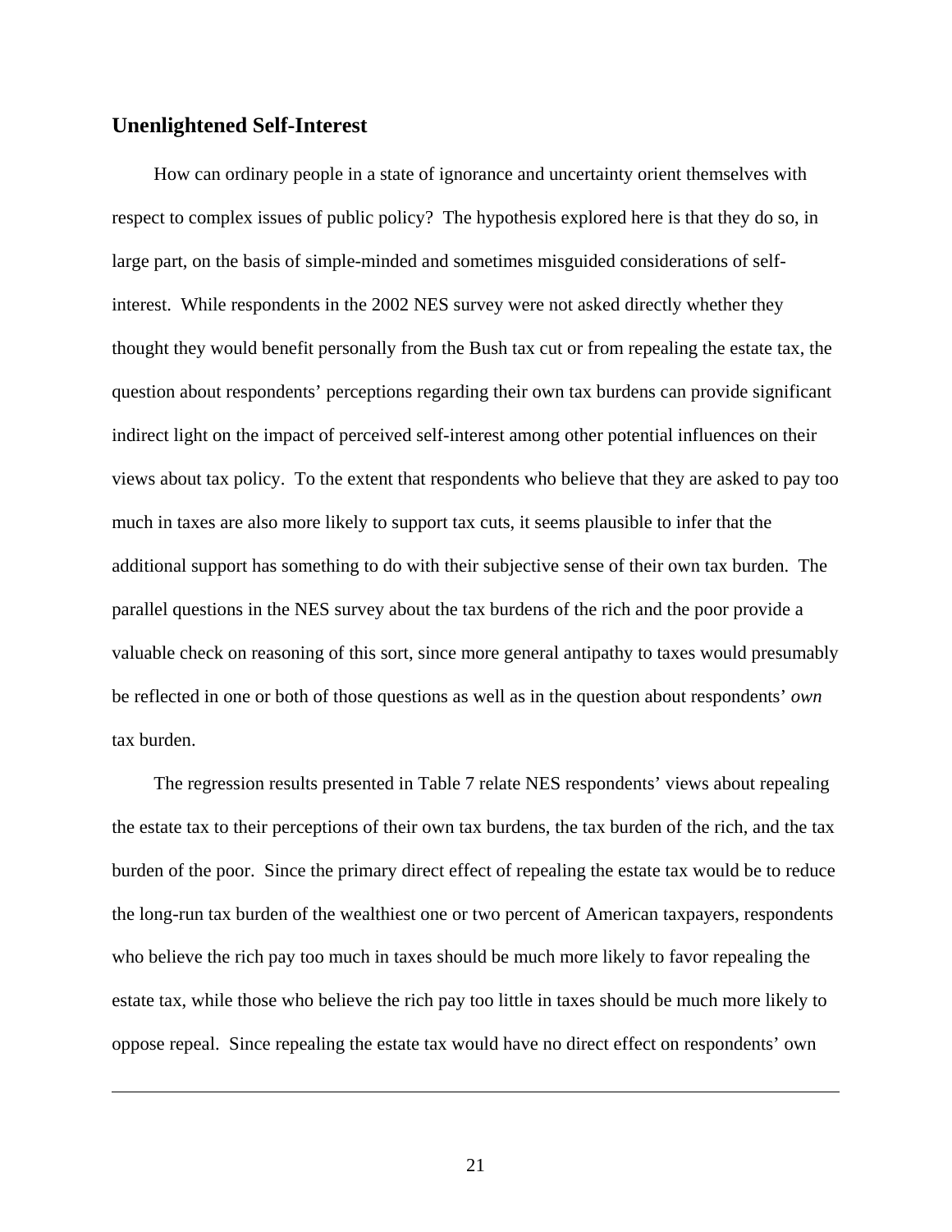## Unenlightened Self-Interest

How can ordinary people in a state of ignorance and uncertainty orient themselves with respect to complex issues of public policy? The hypothesis explored here is that they do so, in large part, on the basis of simple-minded and sometimes misguided considerations of self-interest. While respondents in the 2002 NES survey were not asked directly whether they thought they would benefit personally from the Bush tax cut or from repealing the estate tax, the question about respondents' perceptions regarding their own tax burdens can provide significant indirect light on the impact of perceived self-interest among other potential influences on their views about tax policy. To the extent that respondents who believe that they are asked to pay too much in taxes are also more likely to support tax cuts, it seems plausible to infer that the additional support has something to do with their subjective sense of their own tax burden. The parallel questions in the NES survey about the tax burdens of the rich and the poor provide a valuable check on reasoning of this sort, since more general antipathy to taxes would presumably be reflected in one or both of those questions as well as in the question about respondents' *own* tax burden.

The regression results presented in Table 7 relate NES respondents' views about repealing the estate tax to their perceptions of their own tax burdens, the tax burden of the rich, and the tax burden of the poor. Since the primary direct effect of repealing the estate tax would be to reduce the long-run tax burden of the wealthiest one or two percent of American taxpayers, respondents who believe the rich pay too much in taxes should be much more likely to favor repealing the estate tax, while those who believe the rich pay too little in taxes should be much more likely to oppose repeal. Since repealing the estate tax would have no direct effect on respondents' own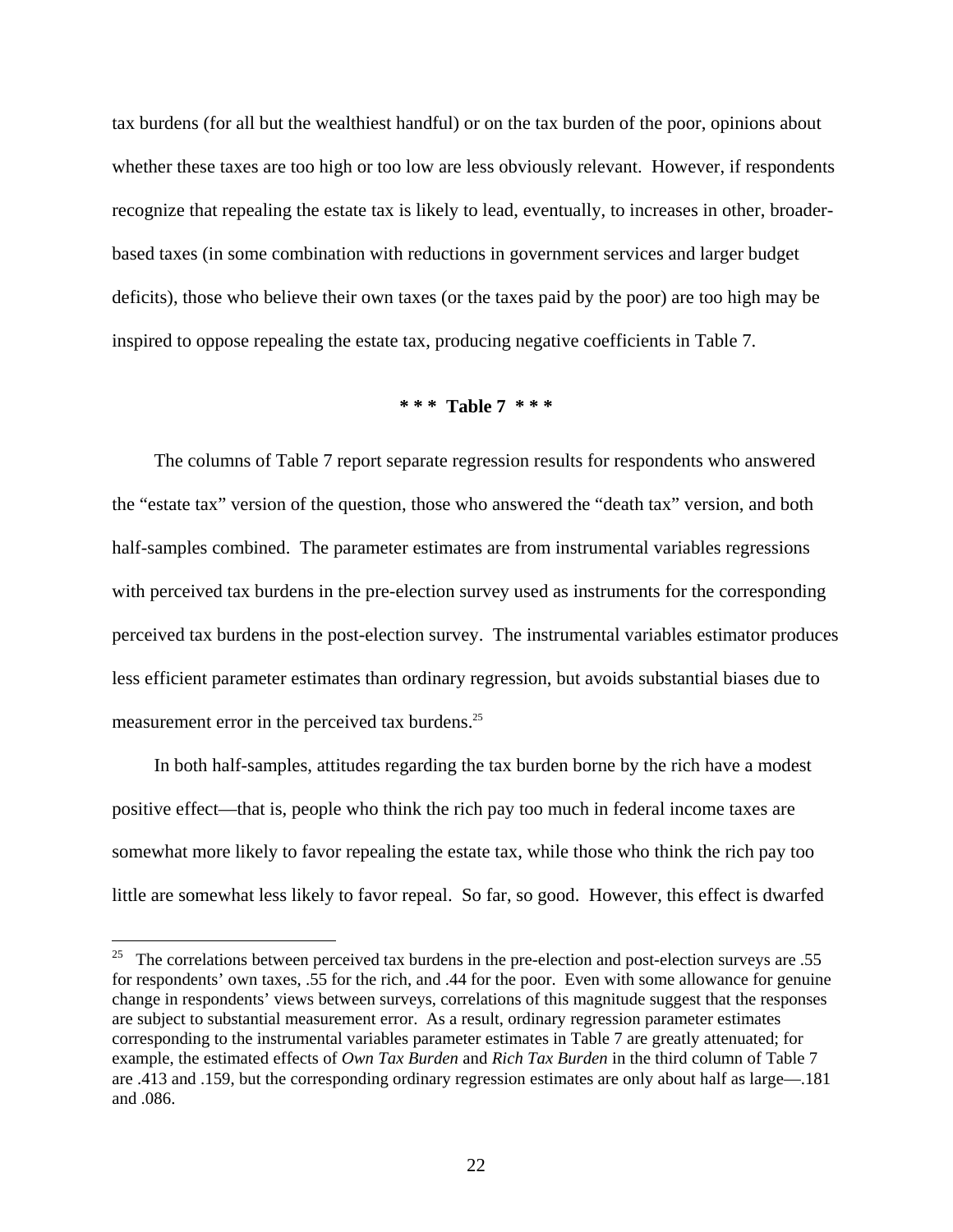tax burdens (for all but the wealthiest handful) or on the tax burden of the poor, opinions about whether these taxes are too high or too low are less obviously relevant. However, if respondents recognize that repealing the estate tax is likely to lead, eventually, to increases in other, broader-based taxes (in some combination with reductions in government services and larger budget deficits), those who believe their own taxes (or the taxes paid by the poor) are too high may be inspired to oppose repealing the estate tax, producing negative coefficients in Table 7.

**\* \* \* Table 7 \* \* \***

The columns of Table 7 report separate regression results for respondents who answered the "estate tax" version of the question, those who answered the "death tax" version, and both half-samples combined. The parameter estimates are from instrumental variables regressions with perceived tax burdens in the pre-election survey used as instruments for the corresponding perceived tax burdens in the post-election survey. The instrumental variables estimator produces less efficient parameter estimates than ordinary regression, but avoids substantial biases due to measurement error in the perceived tax burdens.[25]

In both half-samples, attitudes regarding the tax burden borne by the rich have a modest positive effect—that is, people who think the rich pay too much in federal income taxes are somewhat more likely to favor repealing the estate tax, while those who think the rich pay too little are somewhat less likely to favor repeal. So far, so good. However, this effect is dwarfed

---

[25] The correlations between perceived tax burdens in the pre-election and post-election surveys are .55 for respondents' own taxes, .55 for the rich, and .44 for the poor. Even with some allowance for genuine change in respondents' views between surveys, correlations of this magnitude suggest that the responses are subject to substantial measurement error. As a result, ordinary regression parameter estimates corresponding to the instrumental variables parameter estimates in Table 7 are greatly attenuated; for example, the estimated effects of *Own Tax Burden* and *Rich Tax Burden* in the third column of Table 7 are .413 and .159, but the corresponding ordinary regression estimates are only about half as large—.181 and .086.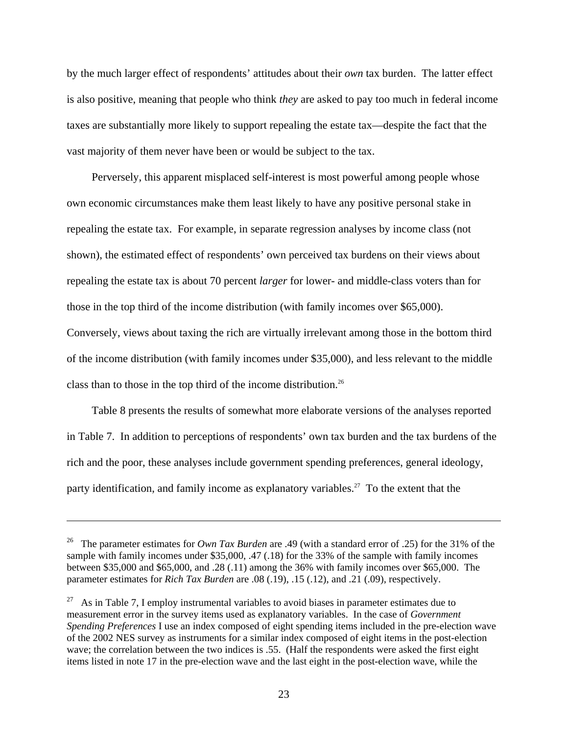by the much larger effect of respondents' attitudes about their *own* tax burden. The latter effect is also positive, meaning that people who think *they* are asked to pay too much in federal income taxes are substantially more likely to support repealing the estate tax—despite the fact that the vast majority of them never have been or would be subject to the tax.

Perversely, this apparent misplaced self-interest is most powerful among people whose own economic circumstances make them least likely to have any positive personal stake in repealing the estate tax. For example, in separate regression analyses by income class (not shown), the estimated effect of respondents' own perceived tax burdens on their views about repealing the estate tax is about 70 percent *larger* for lower- and middle-class voters than for those in the top third of the income distribution (with family incomes over $65,000). Conversely, views about taxing the rich are virtually irrelevant among those in the bottom third of the income distribution (with family incomes under $35,000), and less relevant to the middle class than to those in the top third of the income distribution.[26]

Table 8 presents the results of somewhat more elaborate versions of the analyses reported in Table 7. In addition to perceptions of respondents' own tax burden and the tax burdens of the rich and the poor, these analyses include government spending preferences, general ideology, party identification, and family income as explanatory variables.[27] To the extent that the

---

[26] The parameter estimates for *Own Tax Burden* are .49 (with a standard error of .25) for the 31% of the sample with family incomes under $35,000, .47 (.18) for the 33% of the sample with family incomes between $35,000 and $65,000, and .28 (.11) among the 36% with family incomes over $65,000. The parameter estimates for *Rich Tax Burden* are .08 (.19), .15 (.12), and .21 (.09), respectively.

[27] As in Table 7, I employ instrumental variables to avoid biases in parameter estimates due to measurement error in the survey items used as explanatory variables. In the case of *Government Spending Preferences* I use an index composed of eight spending items included in the pre-election wave of the 2002 NES survey as instruments for a similar index composed of eight items in the post-election wave; the correlation between the two indices is .55. (Half the respondents were asked the first eight items listed in note 17 in the pre-election wave and the last eight in the post-election wave, while the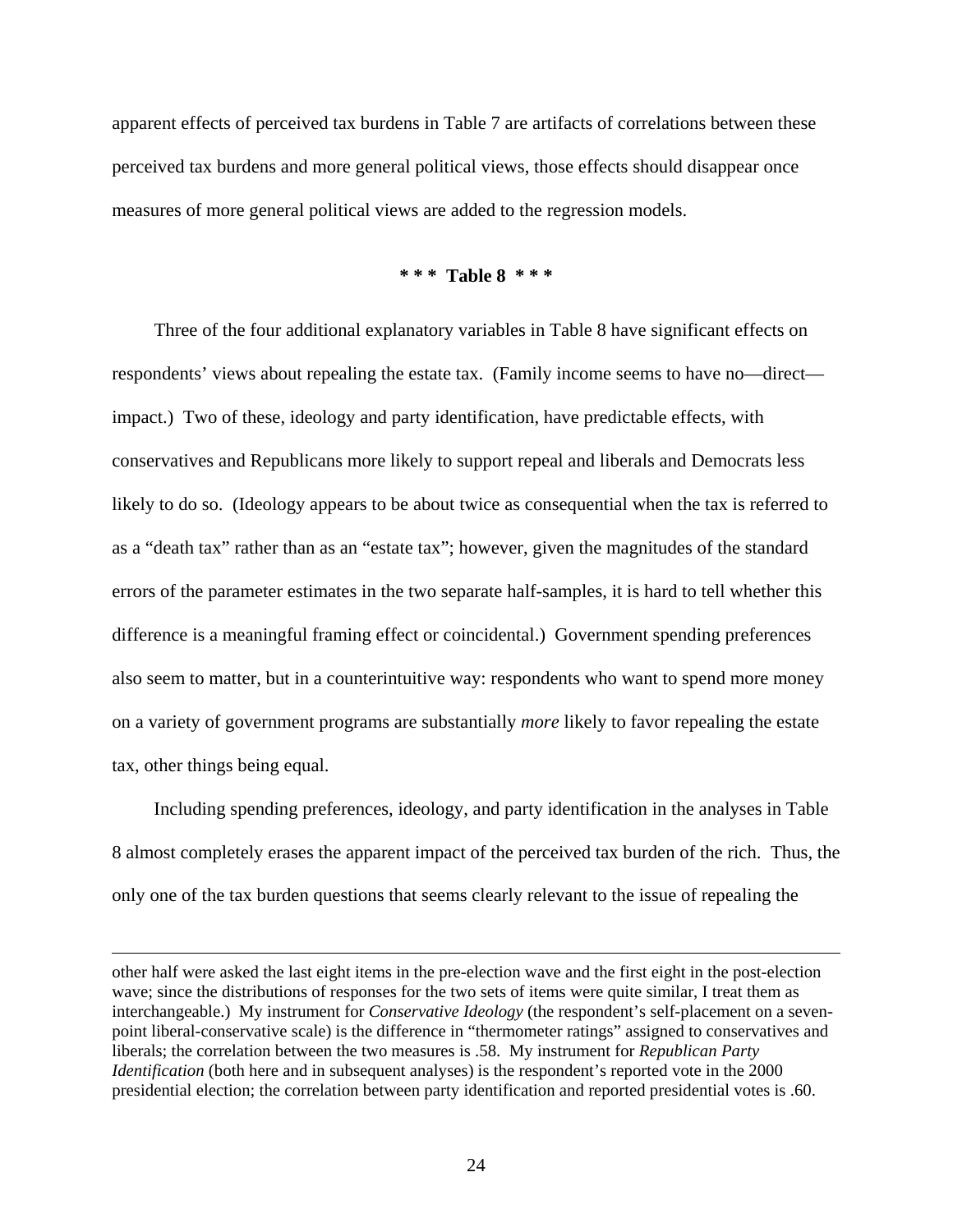apparent effects of perceived tax burdens in Table 7 are artifacts of correlations between these perceived tax burdens and more general political views, those effects should disappear once measures of more general political views are added to the regression models.

**\* \* \*  Table 8  \* \* \***

Three of the four additional explanatory variables in Table 8 have significant effects on respondents' views about repealing the estate tax. (Family income seems to have no—direct—impact.) Two of these, ideology and party identification, have predictable effects, with conservatives and Republicans more likely to support repeal and liberals and Democrats less likely to do so. (Ideology appears to be about twice as consequential when the tax is referred to as a "death tax" rather than as an "estate tax"; however, given the magnitudes of the standard errors of the parameter estimates in the two separate half-samples, it is hard to tell whether this difference is a meaningful framing effect or coincidental.) Government spending preferences also seem to matter, but in a counterintuitive way: respondents who want to spend more money on a variety of government programs are substantially *more* likely to favor repealing the estate tax, other things being equal.

Including spending preferences, ideology, and party identification in the analyses in Table 8 almost completely erases the apparent impact of the perceived tax burden of the rich. Thus, the only one of the tax burden questions that seems clearly relevant to the issue of repealing the

---

other half were asked the last eight items in the pre-election wave and the first eight in the post-election wave; since the distributions of responses for the two sets of items were quite similar, I treat them as interchangeable.) My instrument for *Conservative Ideology* (the respondent's self-placement on a seven-point liberal-conservative scale) is the difference in "thermometer ratings" assigned to conservatives and liberals; the correlation between the two measures is .58. My instrument for *Republican Party Identification* (both here and in subsequent analyses) is the respondent's reported vote in the 2000 presidential election; the correlation between party identification and reported presidential votes is .60.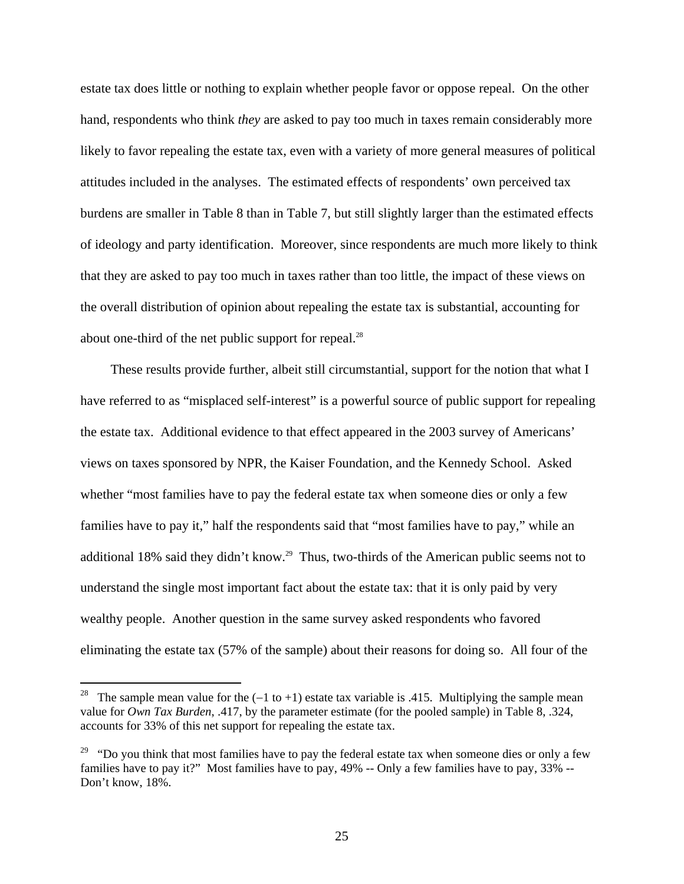estate tax does little or nothing to explain whether people favor or oppose repeal. On the other hand, respondents who think *they* are asked to pay too much in taxes remain considerably more likely to favor repealing the estate tax, even with a variety of more general measures of political attitudes included in the analyses. The estimated effects of respondents' own perceived tax burdens are smaller in Table 8 than in Table 7, but still slightly larger than the estimated effects of ideology and party identification. Moreover, since respondents are much more likely to think that they are asked to pay too much in taxes rather than too little, the impact of these views on the overall distribution of opinion about repealing the estate tax is substantial, accounting for about one-third of the net public support for repeal.[28]

These results provide further, albeit still circumstantial, support for the notion that what I have referred to as "misplaced self-interest" is a powerful source of public support for repealing the estate tax. Additional evidence to that effect appeared in the 2003 survey of Americans' views on taxes sponsored by NPR, the Kaiser Foundation, and the Kennedy School. Asked whether "most families have to pay the federal estate tax when someone dies or only a few families have to pay it," half the respondents said that "most families have to pay," while an additional 18% said they didn't know.[29] Thus, two-thirds of the American public seems not to understand the single most important fact about the estate tax: that it is only paid by very wealthy people. Another question in the same survey asked respondents who favored eliminating the estate tax (57% of the sample) about their reasons for doing so. All four of the

---

[28] The sample mean value for the ($-1$ to $+1$) estate tax variable is .415. Multiplying the sample mean value for *Own Tax Burden*, .417, by the parameter estimate (for the pooled sample) in Table 8, .324, accounts for 33% of this net support for repealing the estate tax.

[29] "Do you think that most families have to pay the federal estate tax when someone dies or only a few families have to pay it?" Most families have to pay, 49% -- Only a few families have to pay, 33% -- Don't know, 18%.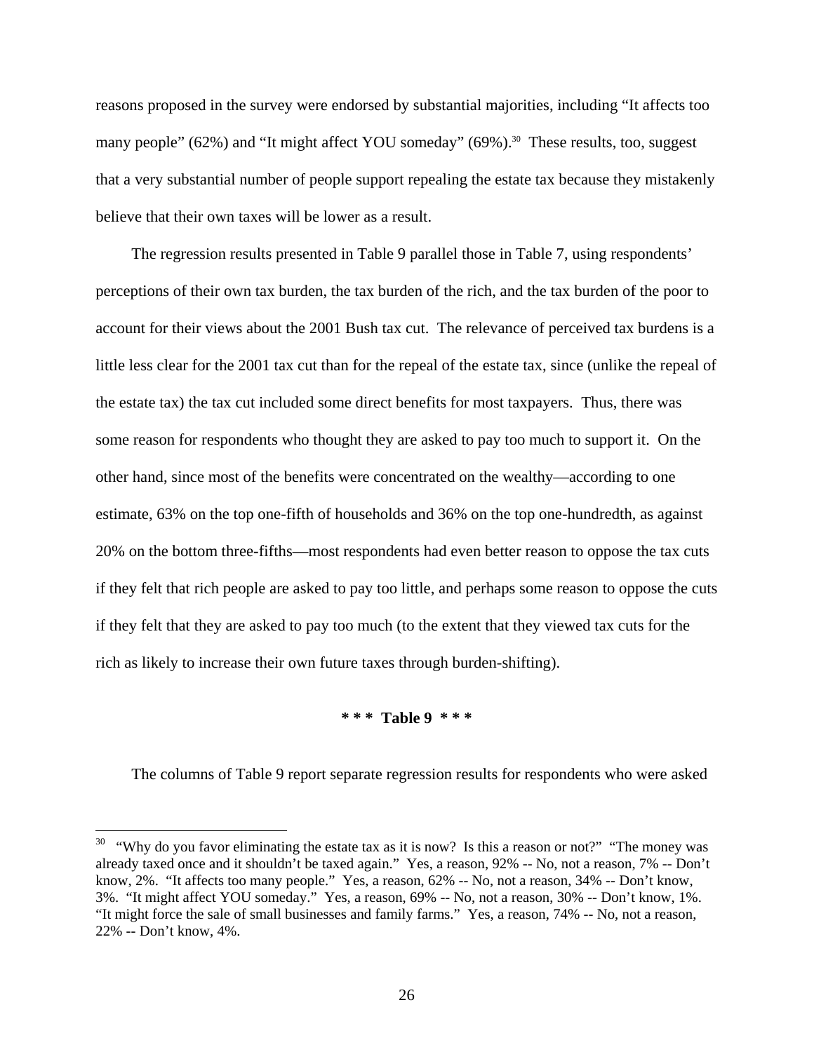reasons proposed in the survey were endorsed by substantial majorities, including “It affects too many people” (62%) and “It might affect YOU someday” (69%).[30] These results, too, suggest that a very substantial number of people support repealing the estate tax because they mistakenly believe that their own taxes will be lower as a result.

The regression results presented in Table 9 parallel those in Table 7, using respondents’ perceptions of their own tax burden, the tax burden of the rich, and the tax burden of the poor to account for their views about the 2001 Bush tax cut. The relevance of perceived tax burdens is a little less clear for the 2001 tax cut than for the repeal of the estate tax, since (unlike the repeal of the estate tax) the tax cut included some direct benefits for most taxpayers. Thus, there was some reason for respondents who thought they are asked to pay too much to support it. On the other hand, since most of the benefits were concentrated on the wealthy—according to one estimate, 63% on the top one-fifth of households and 36% on the top one-hundredth, as against 20% on the bottom three-fifths—most respondents had even better reason to oppose the tax cuts if they felt that rich people are asked to pay too little, and perhaps some reason to oppose the cuts if they felt that they are asked to pay too much (to the extent that they viewed tax cuts for the rich as likely to increase their own future taxes through burden-shifting).

**\* \* \* Table 9 \* \* \***

The columns of Table 9 report separate regression results for respondents who were asked

---

[30] “Why do you favor eliminating the estate tax as it is now? Is this a reason or not?” “The money was already taxed once and it shouldn’t be taxed again.” Yes, a reason, 92% -- No, not a reason, 7% -- Don’t know, 2%. “It affects too many people.” Yes, a reason, 62% -- No, not a reason, 34% -- Don’t know, 3%. “It might affect YOU someday.” Yes, a reason, 69% -- No, not a reason, 30% -- Don’t know, 1%. “It might force the sale of small businesses and family farms.” Yes, a reason, 74% -- No, not a reason, 22% -- Don’t know, 4%.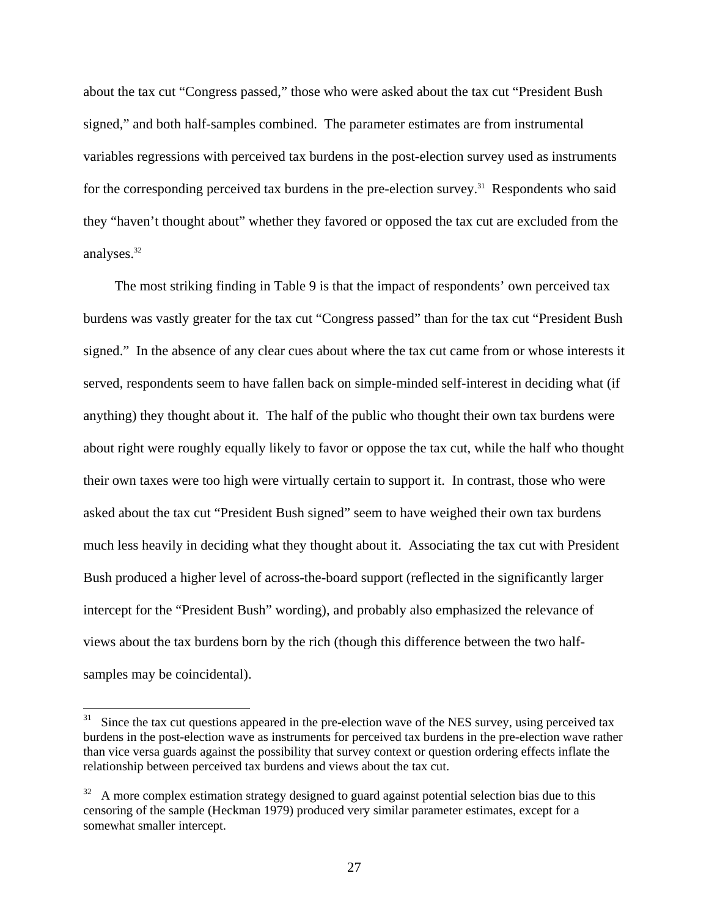about the tax cut "Congress passed," those who were asked about the tax cut "President Bush signed," and both half-samples combined. The parameter estimates are from instrumental variables regressions with perceived tax burdens in the post-election survey used as instruments for the corresponding perceived tax burdens in the pre-election survey.[31] Respondents who said they "haven't thought about" whether they favored or opposed the tax cut are excluded from the analyses.[32]

The most striking finding in Table 9 is that the impact of respondents' own perceived tax burdens was vastly greater for the tax cut "Congress passed" than for the tax cut "President Bush signed." In the absence of any clear cues about where the tax cut came from or whose interests it served, respondents seem to have fallen back on simple-minded self-interest in deciding what (if anything) they thought about it. The half of the public who thought their own tax burdens were about right were roughly equally likely to favor or oppose the tax cut, while the half who thought their own taxes were too high were virtually certain to support it. In contrast, those who were asked about the tax cut "President Bush signed" seem to have weighed their own tax burdens much less heavily in deciding what they thought about it. Associating the tax cut with President Bush produced a higher level of across-the-board support (reflected in the significantly larger intercept for the "President Bush" wording), and probably also emphasized the relevance of views about the tax burdens born by the rich (though this difference between the two half-samples may be coincidental).

---

[31] Since the tax cut questions appeared in the pre-election wave of the NES survey, using perceived tax burdens in the post-election wave as instruments for perceived tax burdens in the pre-election wave rather than vice versa guards against the possibility that survey context or question ordering effects inflate the relationship between perceived tax burdens and views about the tax cut.

[32] A more complex estimation strategy designed to guard against potential selection bias due to this censoring of the sample (Heckman 1979) produced very similar parameter estimates, except for a somewhat smaller intercept.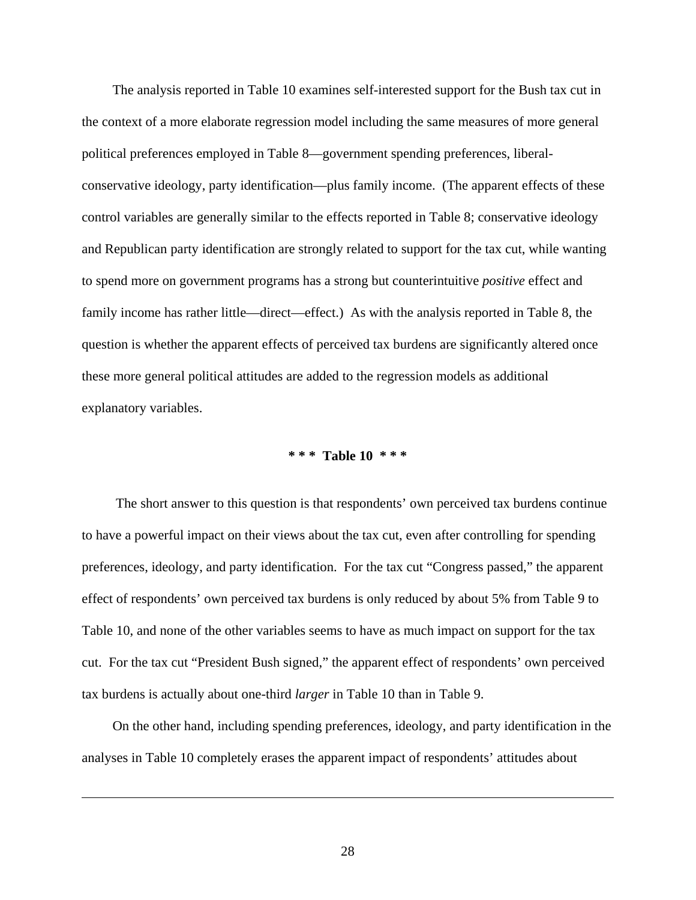The analysis reported in Table 10 examines self-interested support for the Bush tax cut in the context of a more elaborate regression model including the same measures of more general political preferences employed in Table 8—government spending preferences, liberal-conservative ideology, party identification—plus family income. (The apparent effects of these control variables are generally similar to the effects reported in Table 8; conservative ideology and Republican party identification are strongly related to support for the tax cut, while wanting to spend more on government programs has a strong but counterintuitive *positive* effect and family income has rather little—direct—effect.) As with the analysis reported in Table 8, the question is whether the apparent effects of perceived tax burdens are significantly altered once these more general political attitudes are added to the regression models as additional explanatory variables.

**\* \* \* Table 10 \* \* \***

The short answer to this question is that respondents' own perceived tax burdens continue to have a powerful impact on their views about the tax cut, even after controlling for spending preferences, ideology, and party identification. For the tax cut "Congress passed," the apparent effect of respondents' own perceived tax burdens is only reduced by about 5% from Table 9 to Table 10, and none of the other variables seems to have as much impact on support for the tax cut. For the tax cut "President Bush signed," the apparent effect of respondents' own perceived tax burdens is actually about one-third *larger* in Table 10 than in Table 9.

On the other hand, including spending preferences, ideology, and party identification in the analyses in Table 10 completely erases the apparent impact of respondents' attitudes about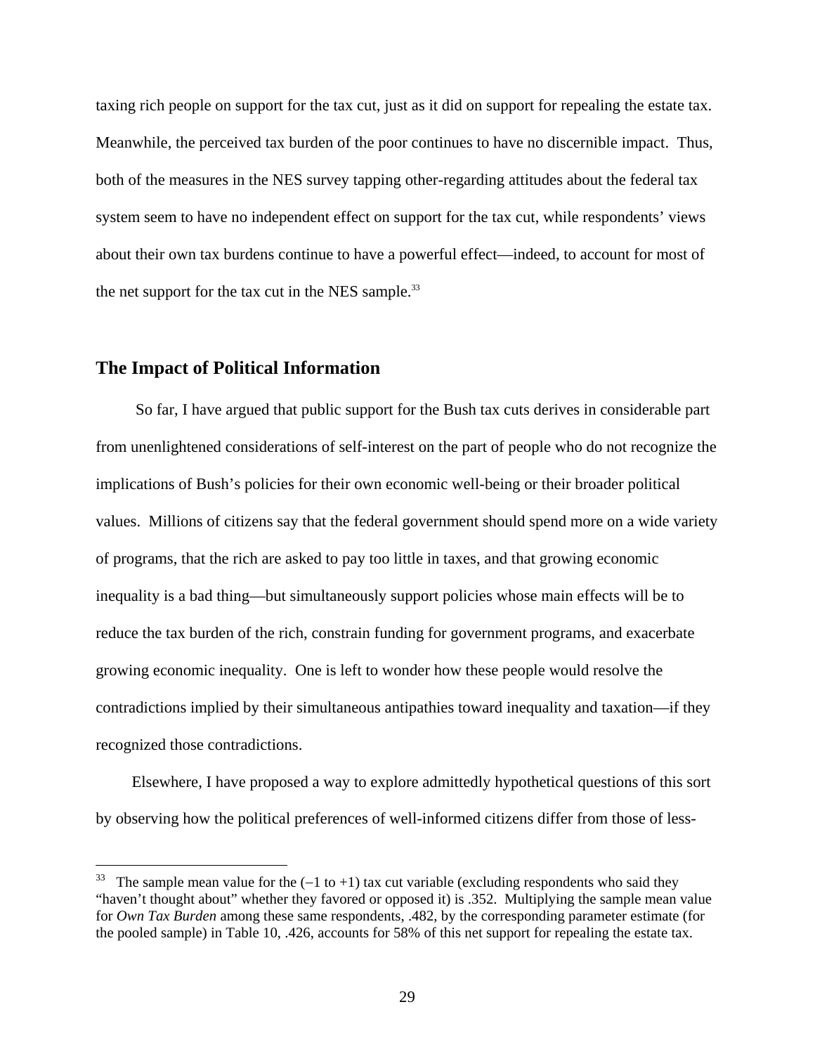taxing rich people on support for the tax cut, just as it did on support for repealing the estate tax. Meanwhile, the perceived tax burden of the poor continues to have no discernible impact. Thus, both of the measures in the NES survey tapping other-regarding attitudes about the federal tax system seem to have no independent effect on support for the tax cut, while respondents' views about their own tax burdens continue to have a powerful effect—indeed, to account for most of the net support for the tax cut in the NES sample.[33]

## The Impact of Political Information

So far, I have argued that public support for the Bush tax cuts derives in considerable part from unenlightened considerations of self-interest on the part of people who do not recognize the implications of Bush's policies for their own economic well-being or their broader political values. Millions of citizens say that the federal government should spend more on a wide variety of programs, that the rich are asked to pay too little in taxes, and that growing economic inequality is a bad thing—but simultaneously support policies whose main effects will be to reduce the tax burden of the rich, constrain funding for government programs, and exacerbate growing economic inequality. One is left to wonder how these people would resolve the contradictions implied by their simultaneous antipathies toward inequality and taxation—if they recognized those contradictions.

Elsewhere, I have proposed a way to explore admittedly hypothetical questions of this sort by observing how the political preferences of well-informed citizens differ from those of less-

---

[33] The sample mean value for the (−1 to +1) tax cut variable (excluding respondents who said they "haven't thought about" whether they favored or opposed it) is .352. Multiplying the sample mean value for *Own Tax Burden* among these same respondents, .482, by the corresponding parameter estimate (for the pooled sample) in Table 10, .426, accounts for 58% of this net support for repealing the estate tax.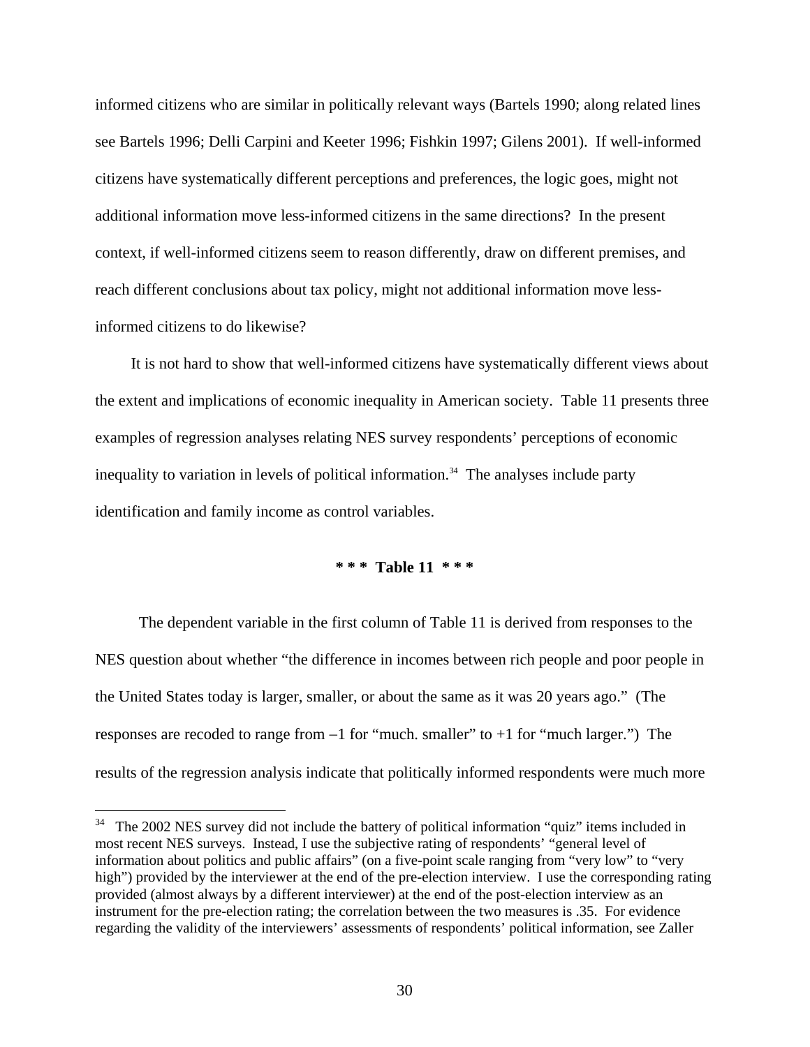informed citizens who are similar in politically relevant ways (Bartels 1990; along related lines see Bartels 1996; Delli Carpini and Keeter 1996; Fishkin 1997; Gilens 2001). If well-informed citizens have systematically different perceptions and preferences, the logic goes, might not additional information move less-informed citizens in the same directions? In the present context, if well-informed citizens seem to reason differently, draw on different premises, and reach different conclusions about tax policy, might not additional information move less-informed citizens to do likewise?

It is not hard to show that well-informed citizens have systematically different views about the extent and implications of economic inequality in American society. Table 11 presents three examples of regression analyses relating NES survey respondents' perceptions of economic inequality to variation in levels of political information.[34] The analyses include party identification and family income as control variables.

**\* \* \* Table 11 \* \* \***

The dependent variable in the first column of Table 11 is derived from responses to the NES question about whether "the difference in incomes between rich people and poor people in the United States today is larger, smaller, or about the same as it was 20 years ago." (The responses are recoded to range from –1 for "much. smaller" to +1 for "much larger.") The results of the regression analysis indicate that politically informed respondents were much more

---

[34] The 2002 NES survey did not include the battery of political information "quiz" items included in most recent NES surveys. Instead, I use the subjective rating of respondents' "general level of information about politics and public affairs" (on a five-point scale ranging from "very low" to "very high") provided by the interviewer at the end of the pre-election interview. I use the corresponding rating provided (almost always by a different interviewer) at the end of the post-election interview as an instrument for the pre-election rating; the correlation between the two measures is .35. For evidence regarding the validity of the interviewers' assessments of respondents' political information, see Zaller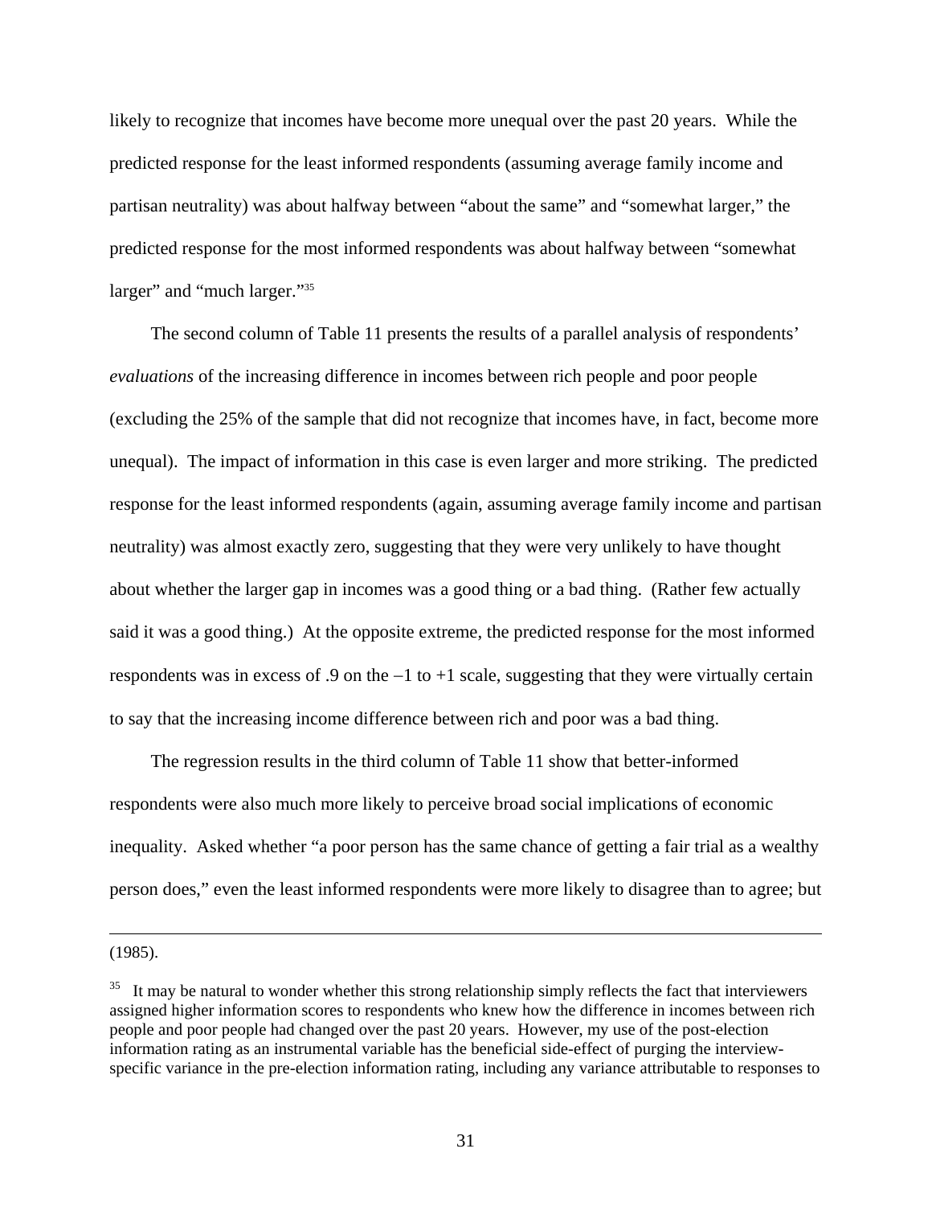likely to recognize that incomes have become more unequal over the past 20 years. While the predicted response for the least informed respondents (assuming average family income and partisan neutrality) was about halfway between "about the same" and "somewhat larger," the predicted response for the most informed respondents was about halfway between "somewhat larger" and "much larger."[35]

The second column of Table 11 presents the results of a parallel analysis of respondents' *evaluations* of the increasing difference in incomes between rich people and poor people (excluding the 25% of the sample that did not recognize that incomes have, in fact, become more unequal). The impact of information in this case is even larger and more striking. The predicted response for the least informed respondents (again, assuming average family income and partisan neutrality) was almost exactly zero, suggesting that they were very unlikely to have thought about whether the larger gap in incomes was a good thing or a bad thing. (Rather few actually said it was a good thing.) At the opposite extreme, the predicted response for the most informed respondents was in excess of .9 on the −1 to +1 scale, suggesting that they were virtually certain to say that the increasing income difference between rich and poor was a bad thing.

The regression results in the third column of Table 11 show that better-informed respondents were also much more likely to perceive broad social implications of economic inequality. Asked whether "a poor person has the same chance of getting a fair trial as a wealthy person does," even the least informed respondents were more likely to disagree than to agree; but

---

(1985).

[35] It may be natural to wonder whether this strong relationship simply reflects the fact that interviewers assigned higher information scores to respondents who knew how the difference in incomes between rich people and poor people had changed over the past 20 years. However, my use of the post-election information rating as an instrumental variable has the beneficial side-effect of purging the interview-specific variance in the pre-election information rating, including any variance attributable to responses to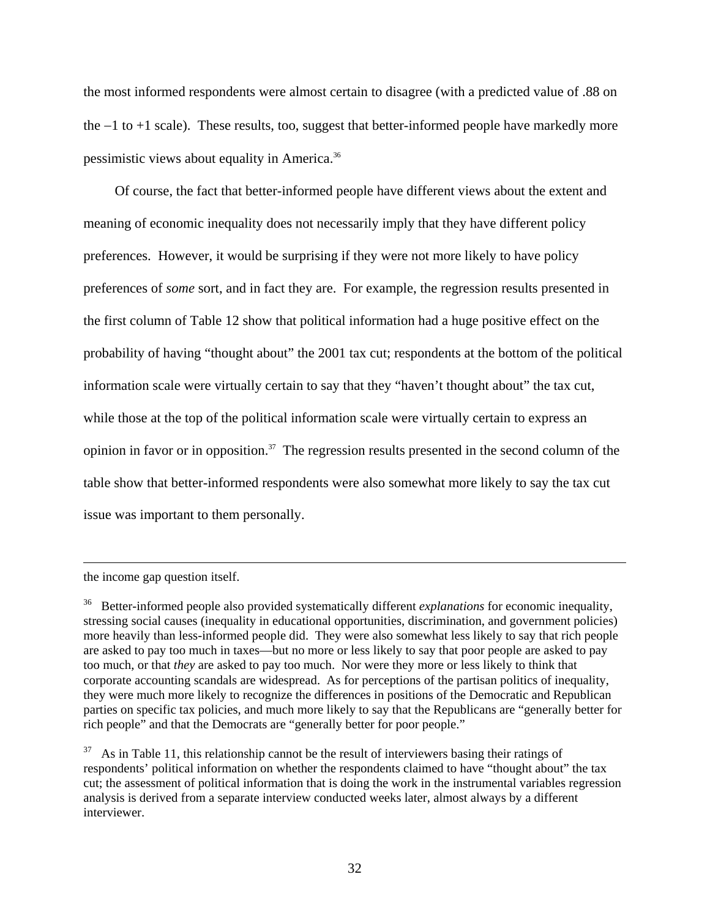the most informed respondents were almost certain to disagree (with a predicted value of .88 on the −1 to +1 scale). These results, too, suggest that better-informed people have markedly more pessimistic views about equality in America.[36]

Of course, the fact that better-informed people have different views about the extent and meaning of economic inequality does not necessarily imply that they have different policy preferences. However, it would be surprising if they were not more likely to have policy preferences of *some* sort, and in fact they are. For example, the regression results presented in the first column of Table 12 show that political information had a huge positive effect on the probability of having "thought about" the 2001 tax cut; respondents at the bottom of the political information scale were virtually certain to say that they "haven't thought about" the tax cut, while those at the top of the political information scale were virtually certain to express an opinion in favor or in opposition.[37] The regression results presented in the second column of the table show that better-informed respondents were also somewhat more likely to say the tax cut issue was important to them personally.

---

the income gap question itself.

[36] Better-informed people also provided systematically different *explanations* for economic inequality, stressing social causes (inequality in educational opportunities, discrimination, and government policies) more heavily than less-informed people did. They were also somewhat less likely to say that rich people are asked to pay too much in taxes—but no more or less likely to say that poor people are asked to pay too much, or that *they* are asked to pay too much. Nor were they more or less likely to think that corporate accounting scandals are widespread. As for perceptions of the partisan politics of inequality, they were much more likely to recognize the differences in positions of the Democratic and Republican parties on specific tax policies, and much more likely to say that the Republicans are "generally better for rich people" and that the Democrats are "generally better for poor people."

[37] As in Table 11, this relationship cannot be the result of interviewers basing their ratings of respondents' political information on whether the respondents claimed to have "thought about" the tax cut; the assessment of political information that is doing the work in the instrumental variables regression analysis is derived from a separate interview conducted weeks later, almost always by a different interviewer.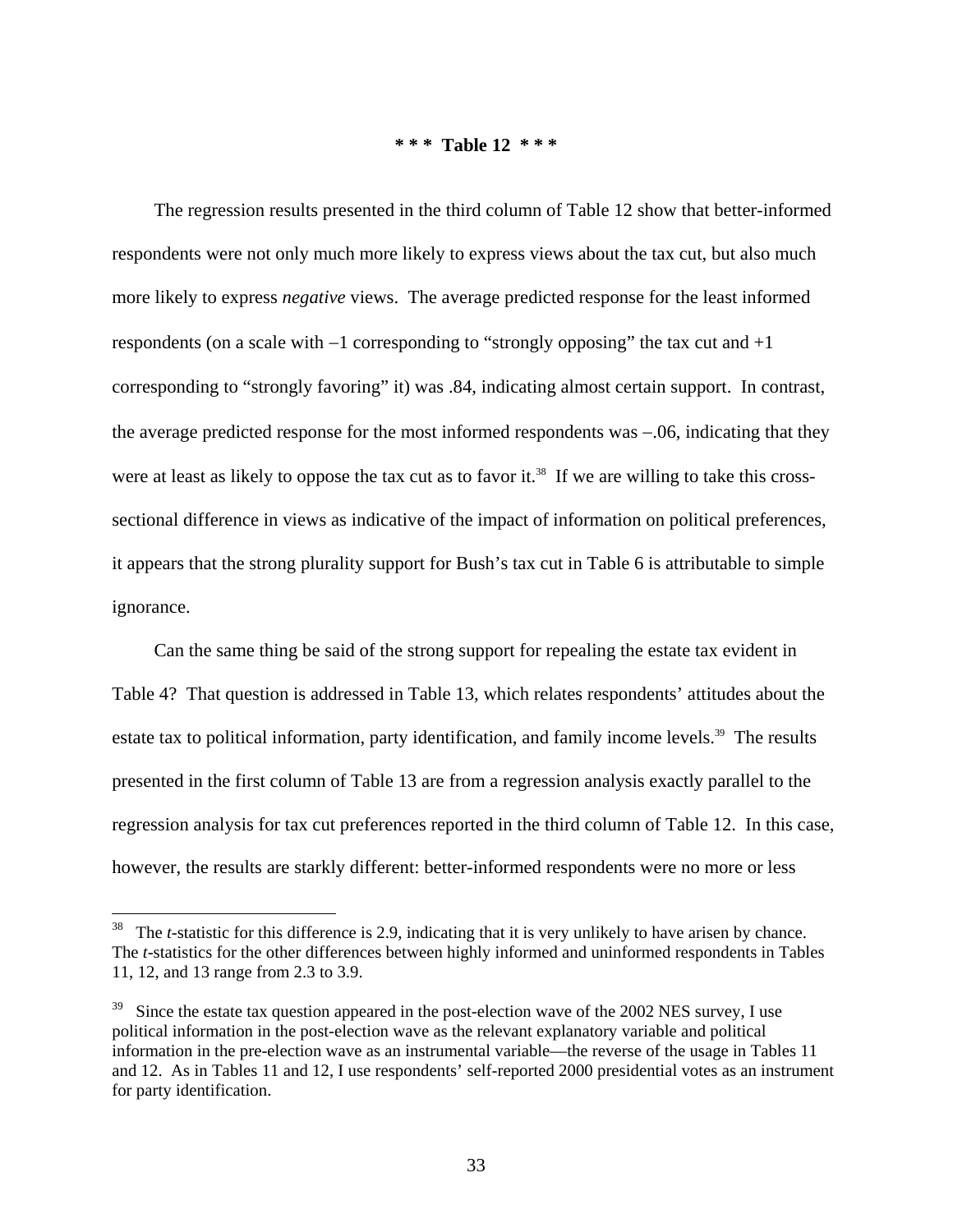*** Table 12 ***

The regression results presented in the third column of Table 12 show that better-informed respondents were not only much more likely to express views about the tax cut, but also much more likely to express *negative* views. The average predicted response for the least informed respondents (on a scale with −1 corresponding to "strongly opposing" the tax cut and +1 corresponding to "strongly favoring" it) was .84, indicating almost certain support. In contrast, the average predicted response for the most informed respondents was −.06, indicating that they were at least as likely to oppose the tax cut as to favor it.[38] If we are willing to take this cross-sectional difference in views as indicative of the impact of information on political preferences, it appears that the strong plurality support for Bush's tax cut in Table 6 is attributable to simple ignorance.

Can the same thing be said of the strong support for repealing the estate tax evident in Table 4? That question is addressed in Table 13, which relates respondents' attitudes about the estate tax to political information, party identification, and family income levels.[39] The results presented in the first column of Table 13 are from a regression analysis exactly parallel to the regression analysis for tax cut preferences reported in the third column of Table 12. In this case, however, the results are starkly different: better-informed respondents were no more or less

---

[38] The *t*-statistic for this difference is 2.9, indicating that it is very unlikely to have arisen by chance. The *t*-statistics for the other differences between highly informed and uninformed respondents in Tables 11, 12, and 13 range from 2.3 to 3.9.

[39] Since the estate tax question appeared in the post-election wave of the 2002 NES survey, I use political information in the post-election wave as the relevant explanatory variable and political information in the pre-election wave as an instrumental variable—the reverse of the usage in Tables 11 and 12. As in Tables 11 and 12, I use respondents' self-reported 2000 presidential votes as an instrument for party identification.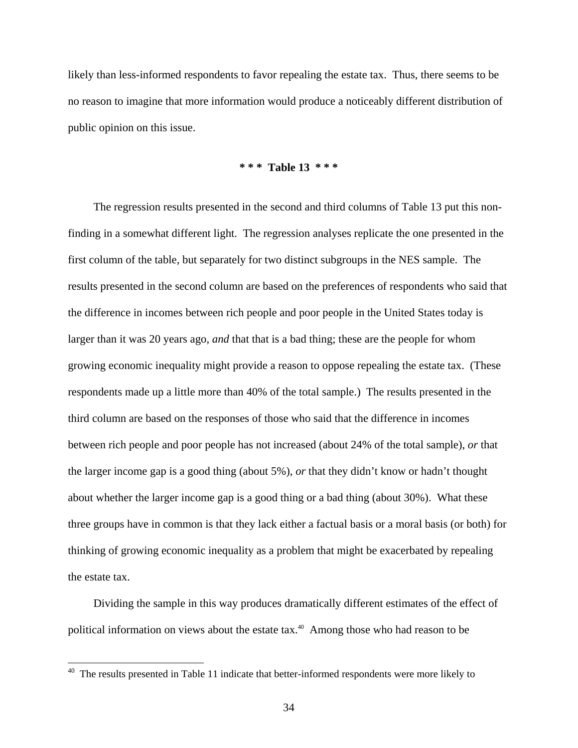likely than less-informed respondents to favor repealing the estate tax. Thus, there seems to be no reason to imagine that more information would produce a noticeably different distribution of public opinion on this issue.

**\* \* \* Table 13 \* \* \***

The regression results presented in the second and third columns of Table 13 put this non-finding in a somewhat different light. The regression analyses replicate the one presented in the first column of the table, but separately for two distinct subgroups in the NES sample. The results presented in the second column are based on the preferences of respondents who said that the difference in incomes between rich people and poor people in the United States today is larger than it was 20 years ago, *and* that that is a bad thing; these are the people for whom growing economic inequality might provide a reason to oppose repealing the estate tax. (These respondents made up a little more than 40% of the total sample.) The results presented in the third column are based on the responses of those who said that the difference in incomes between rich people and poor people has not increased (about 24% of the total sample), *or* that the larger income gap is a good thing (about 5%), *or* that they didn't know or hadn't thought about whether the larger income gap is a good thing or a bad thing (about 30%). What these three groups have in common is that they lack either a factual basis or a moral basis (or both) for thinking of growing economic inequality as a problem that might be exacerbated by repealing the estate tax.

Dividing the sample in this way produces dramatically different estimates of the effect of political information on views about the estate tax.[40] Among those who had reason to be

[40] The results presented in Table 11 indicate that better-informed respondents were more likely to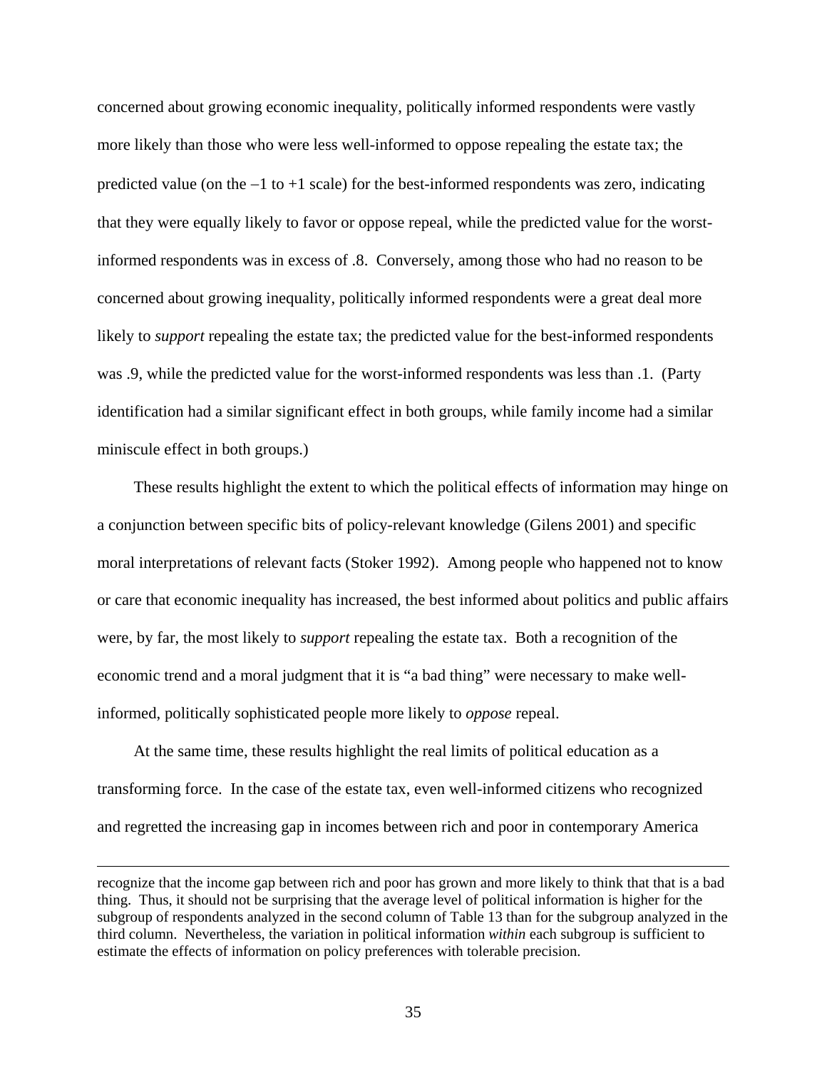concerned about growing economic inequality, politically informed respondents were vastly more likely than those who were less well-informed to oppose repealing the estate tax; the predicted value (on the $-1$ to $+1$ scale) for the best-informed respondents was zero, indicating that they were equally likely to favor or oppose repeal, while the predicted value for the worst-informed respondents was in excess of .8. Conversely, among those who had no reason to be concerned about growing inequality, politically informed respondents were a great deal more likely to *support* repealing the estate tax; the predicted value for the best-informed respondents was .9, while the predicted value for the worst-informed respondents was less than .1. (Party identification had a similar significant effect in both groups, while family income had a similar miniscule effect in both groups.)

These results highlight the extent to which the political effects of information may hinge on a conjunction between specific bits of policy-relevant knowledge (Gilens 2001) and specific moral interpretations of relevant facts (Stoker 1992). Among people who happened not to know or care that economic inequality has increased, the best informed about politics and public affairs were, by far, the most likely to *support* repealing the estate tax. Both a recognition of the economic trend and a moral judgment that it is "a bad thing" were necessary to make well-informed, politically sophisticated people more likely to *oppose* repeal.

At the same time, these results highlight the real limits of political education as a transforming force. In the case of the estate tax, even well-informed citizens who recognized and regretted the increasing gap in incomes between rich and poor in contemporary America

---

recognize that the income gap between rich and poor has grown and more likely to think that that is a bad thing. Thus, it should not be surprising that the average level of political information is higher for the subgroup of respondents analyzed in the second column of Table 13 than for the subgroup analyzed in the third column. Nevertheless, the variation in political information *within* each subgroup is sufficient to estimate the effects of information on policy preferences with tolerable precision.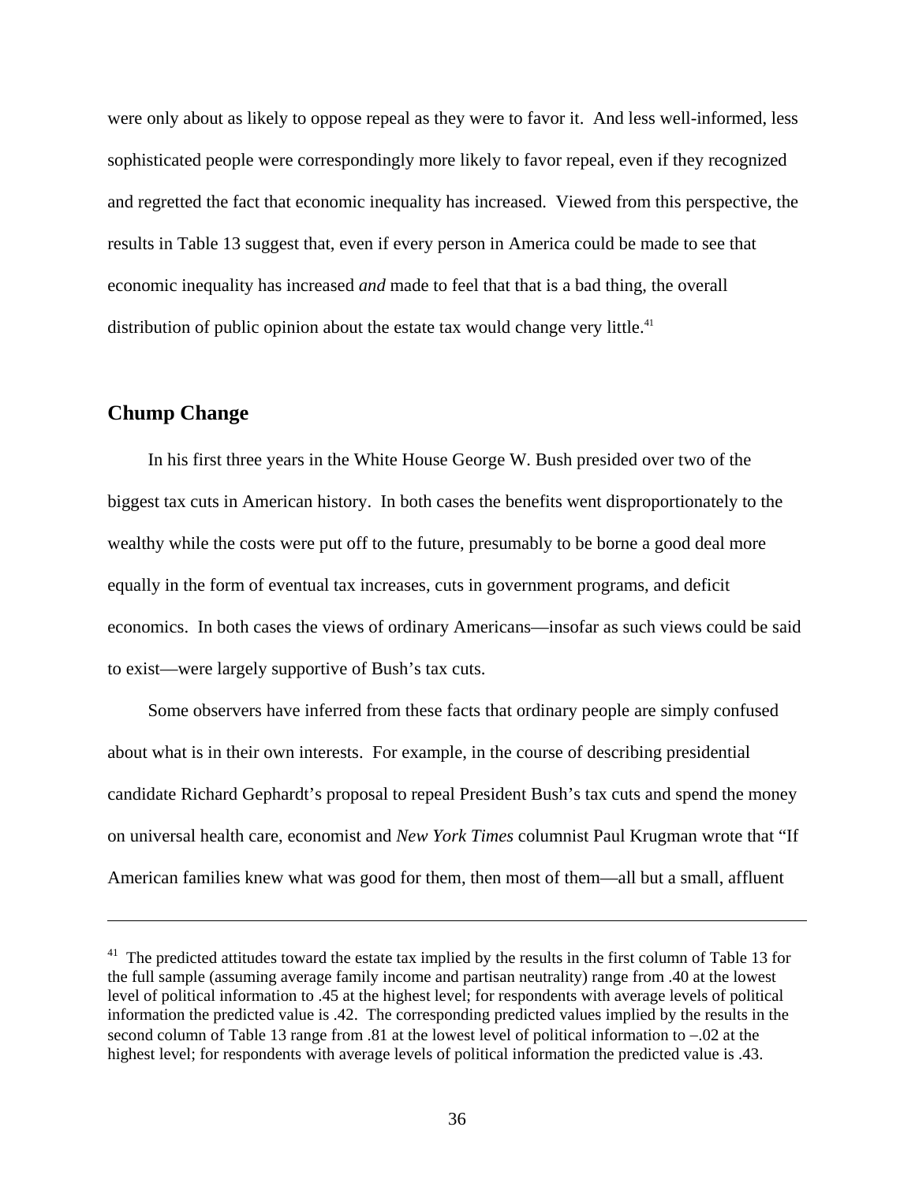were only about as likely to oppose repeal as they were to favor it. And less well-informed, less sophisticated people were correspondingly more likely to favor repeal, even if they recognized and regretted the fact that economic inequality has increased. Viewed from this perspective, the results in Table 13 suggest that, even if every person in America could be made to see that economic inequality has increased *and* made to feel that that is a bad thing, the overall distribution of public opinion about the estate tax would change very little.[41]

## Chump Change

In his first three years in the White House George W. Bush presided over two of the biggest tax cuts in American history. In both cases the benefits went disproportionately to the wealthy while the costs were put off to the future, presumably to be borne a good deal more equally in the form of eventual tax increases, cuts in government programs, and deficit economics. In both cases the views of ordinary Americans—insofar as such views could be said to exist—were largely supportive of Bush's tax cuts.

Some observers have inferred from these facts that ordinary people are simply confused about what is in their own interests. For example, in the course of describing presidential candidate Richard Gephardt's proposal to repeal President Bush's tax cuts and spend the money on universal health care, economist and *New York Times* columnist Paul Krugman wrote that "If American families knew what was good for them, then most of them—all but a small, affluent

---

[41] The predicted attitudes toward the estate tax implied by the results in the first column of Table 13 for the full sample (assuming average family income and partisan neutrality) range from .40 at the lowest level of political information to .45 at the highest level; for respondents with average levels of political information the predicted value is .42. The corresponding predicted values implied by the results in the second column of Table 13 range from .81 at the lowest level of political information to −.02 at the highest level; for respondents with average levels of political information the predicted value is .43.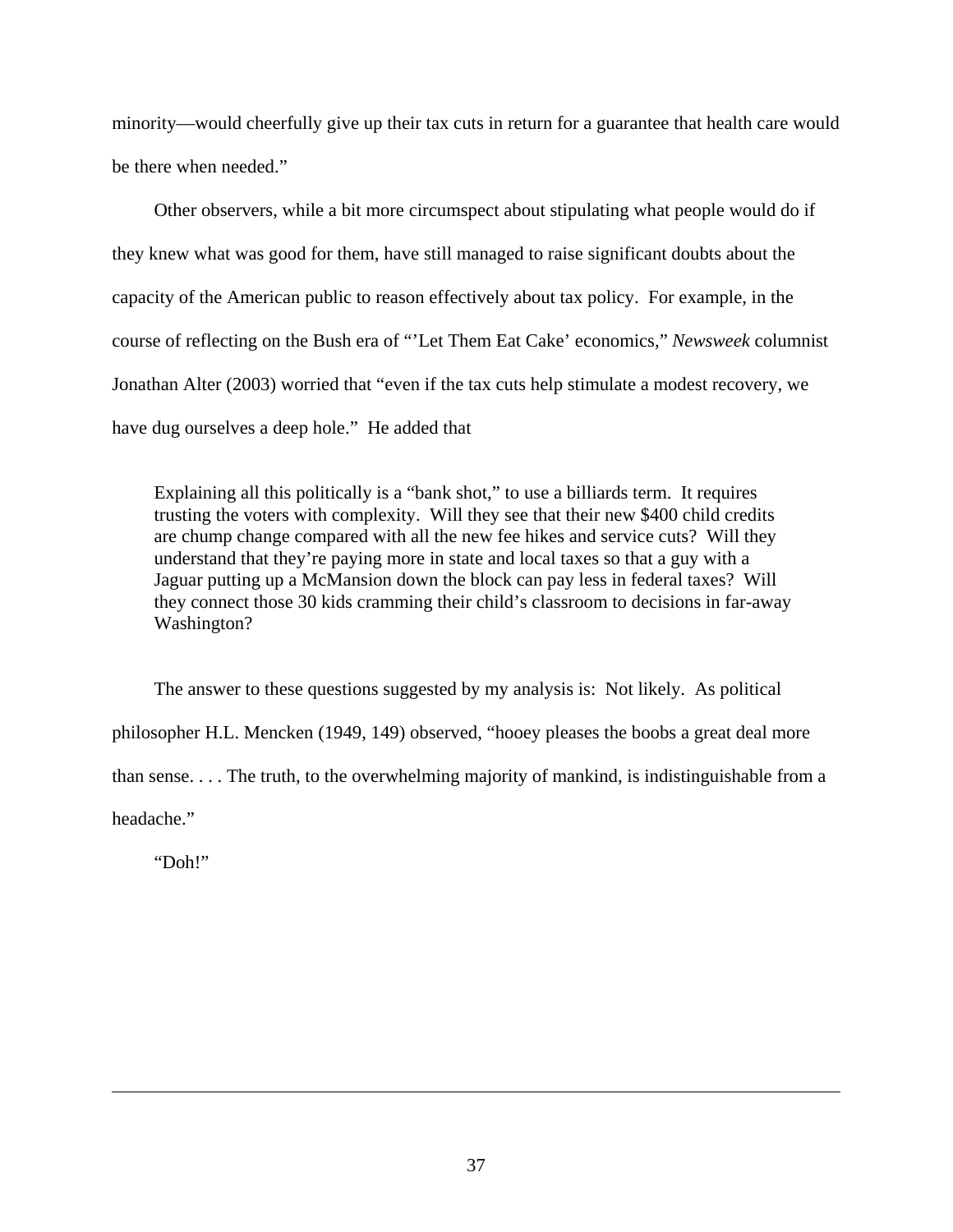minority—would cheerfully give up their tax cuts in return for a guarantee that health care would be there when needed."

Other observers, while a bit more circumspect about stipulating what people would do if they knew what was good for them, have still managed to raise significant doubts about the capacity of the American public to reason effectively about tax policy. For example, in the course of reflecting on the Bush era of "'Let Them Eat Cake' economics," *Newsweek* columnist Jonathan Alter (2003) worried that "even if the tax cuts help stimulate a modest recovery, we have dug ourselves a deep hole." He added that

> Explaining all this politically is a "bank shot," to use a billiards term. It requires trusting the voters with complexity. Will they see that their new $400 child credits are chump change compared with all the new fee hikes and service cuts? Will they understand that they're paying more in state and local taxes so that a guy with a Jaguar putting up a McMansion down the block can pay less in federal taxes? Will they connect those 30 kids cramming their child's classroom to decisions in far-away Washington?

The answer to these questions suggested by my analysis is: Not likely. As political philosopher H.L. Mencken (1949, 149) observed, "hooey pleases the boobs a great deal more than sense. . . . The truth, to the overwhelming majority of mankind, is indistinguishable from a headache."

"Doh!"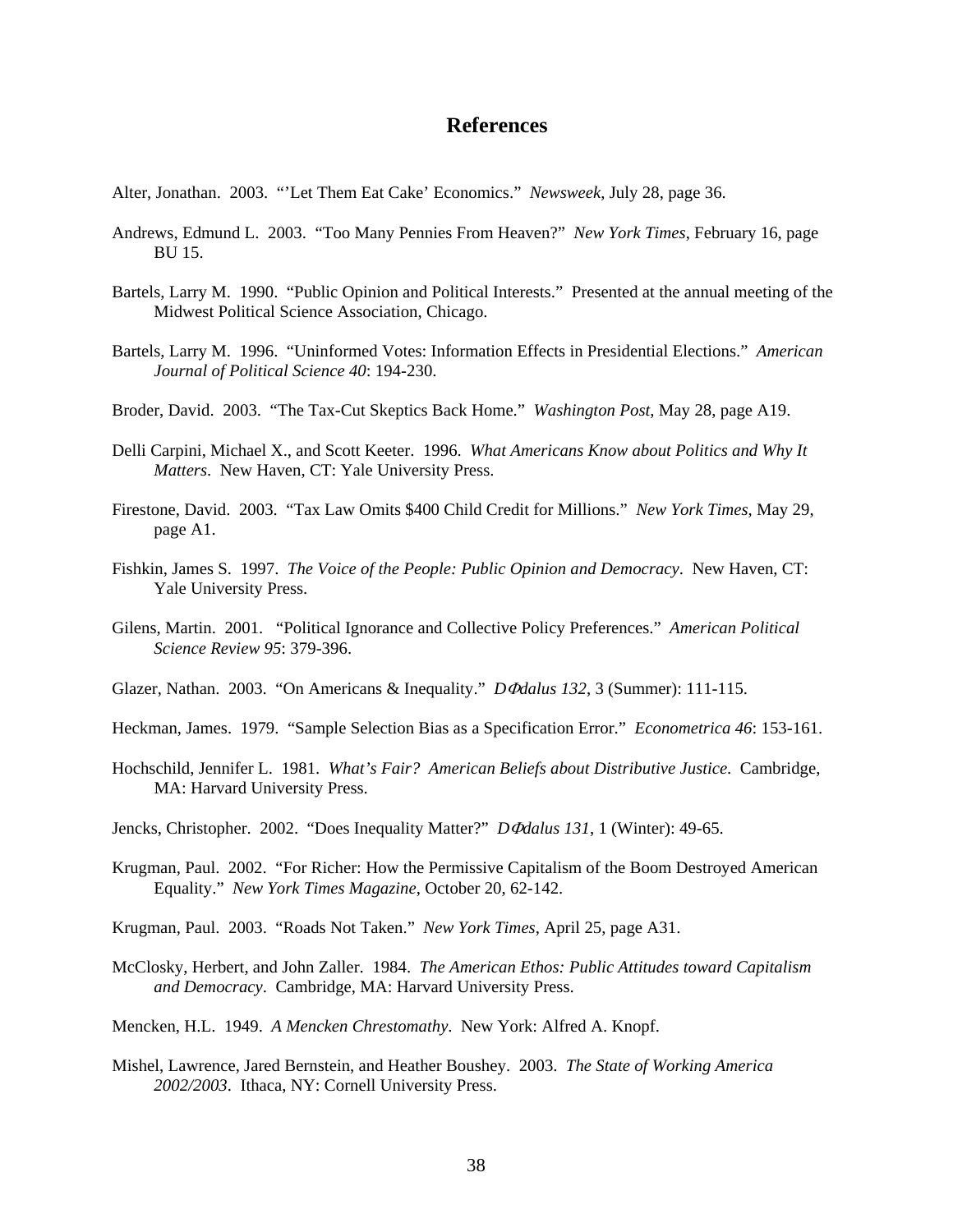# References

Alter, Jonathan. 2003. "'Let Them Eat Cake' Economics." *Newsweek*, July 28, page 36.

Andrews, Edmund L. 2003. "Too Many Pennies From Heaven?" *New York Times*, February 16, page BU 15.

Bartels, Larry M. 1990. "Public Opinion and Political Interests." Presented at the annual meeting of the Midwest Political Science Association, Chicago.

Bartels, Larry M. 1996. "Uninformed Votes: Information Effects in Presidential Elections." *American Journal of Political Science 40*: 194-230.

Broder, David. 2003. "The Tax-Cut Skeptics Back Home." *Washington Post*, May 28, page A19.

Delli Carpini, Michael X., and Scott Keeter. 1996. *What Americans Know about Politics and Why It Matters*. New Haven, CT: Yale University Press.

Firestone, David. 2003. "Tax Law Omits $400 Child Credit for Millions." *New York Times*, May 29, page A1.

Fishkin, James S. 1997. *The Voice of the People: Public Opinion and Democracy*. New Haven, CT: Yale University Press.

Gilens, Martin. 2001. "Political Ignorance and Collective Policy Preferences." *American Political Science Review 95*: 379-396.

Glazer, Nathan. 2003. "On Americans & Inequality." *DΦdalus 132*, 3 (Summer): 111-115.

Heckman, James. 1979. "Sample Selection Bias as a Specification Error." *Econometrica 46*: 153-161.

Hochschild, Jennifer L. 1981. *What's Fair? American Beliefs about Distributive Justice*. Cambridge, MA: Harvard University Press.

Jencks, Christopher. 2002. "Does Inequality Matter?" *DΦdalus 131*, 1 (Winter): 49-65.

Krugman, Paul. 2002. "For Richer: How the Permissive Capitalism of the Boom Destroyed American Equality." *New York Times Magazine*, October 20, 62-142.

Krugman, Paul. 2003. "Roads Not Taken." *New York Times*, April 25, page A31.

McClosky, Herbert, and John Zaller. 1984. *The American Ethos: Public Attitudes toward Capitalism and Democracy*. Cambridge, MA: Harvard University Press.

Mencken, H.L. 1949. *A Mencken Chrestomathy*. New York: Alfred A. Knopf.

Mishel, Lawrence, Jared Bernstein, and Heather Boushey. 2003. *The State of Working America 2002/2003*. Ithaca, NY: Cornell University Press.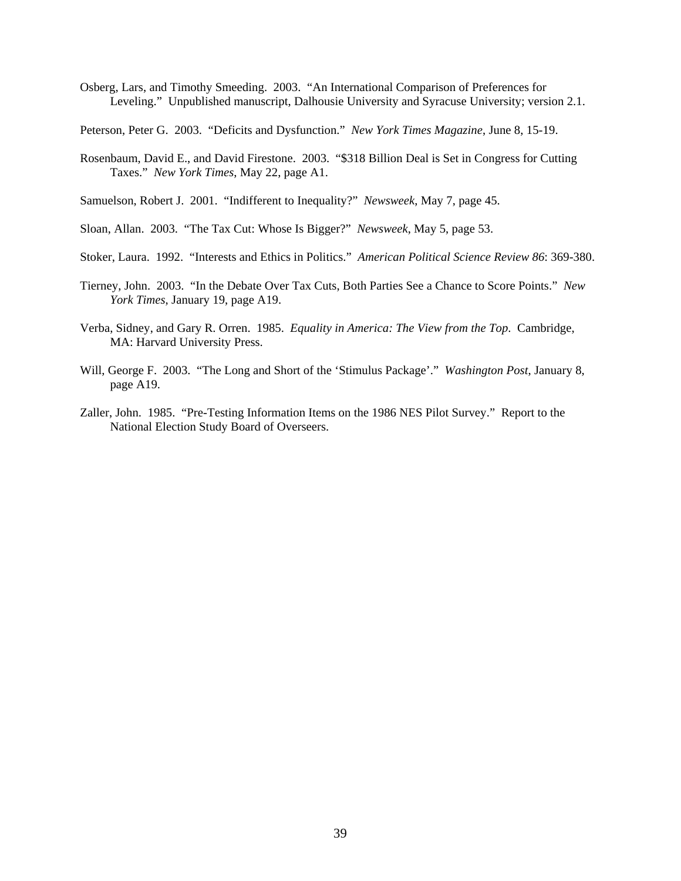Osberg, Lars, and Timothy Smeeding. 2003. "An International Comparison of Preferences for Leveling." Unpublished manuscript, Dalhousie University and Syracuse University; version 2.1.

Peterson, Peter G. 2003. "Deficits and Dysfunction." *New York Times Magazine*, June 8, 15-19.

Rosenbaum, David E., and David Firestone. 2003. "$318 Billion Deal is Set in Congress for Cutting Taxes." *New York Times*, May 22, page A1.

Samuelson, Robert J. 2001. "Indifferent to Inequality?" *Newsweek*, May 7, page 45.

Sloan, Allan. 2003. "The Tax Cut: Whose Is Bigger?" *Newsweek*, May 5, page 53.

Stoker, Laura. 1992. "Interests and Ethics in Politics." *American Political Science Review 86*: 369-380.

Tierney, John. 2003. "In the Debate Over Tax Cuts, Both Parties See a Chance to Score Points." *New York Times*, January 19, page A19.

Verba, Sidney, and Gary R. Orren. 1985. *Equality in America: The View from the Top*. Cambridge, MA: Harvard University Press.

Will, George F. 2003. "The Long and Short of the 'Stimulus Package'." *Washington Post*, January 8, page A19.

Zaller, John. 1985. "Pre-Testing Information Items on the 1986 NES Pilot Survey." Report to the National Election Study Board of Overseers.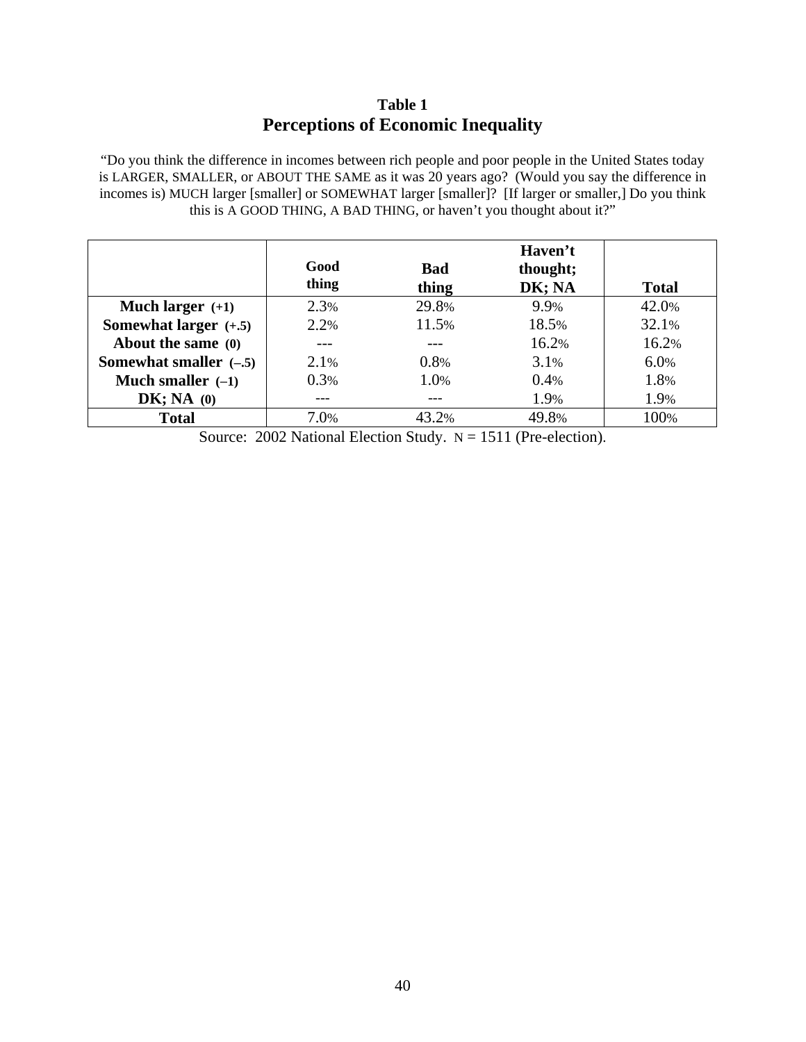**Table 1**

## Perceptions of Economic Inequality

"Do you think the difference in incomes between rich people and poor people in the United States today is LARGER, SMALLER, or ABOUT THE SAME as it was 20 years ago? (Would you say the difference in incomes is) MUCH larger [smaller] or SOMEWHAT larger [smaller]? [If larger or smaller,] Do you think this is A GOOD THING, A BAD THING, or haven't you thought about it?"

| | Good thing | Bad thing | Haven't thought; DK; NA | Total |
|---|---|---|---|---|
| **Much larger (+1)** | 2.3% | 29.8% | 9.9% | 42.0% |
| **Somewhat larger (+.5)** | 2.2% | 11.5% | 18.5% | 32.1% |
| **About the same (0)** | --- | --- | 16.2% | 16.2% |
| **Somewhat smaller (–.5)** | 2.1% | 0.8% | 3.1% | 6.0% |
| **Much smaller (–1)** | 0.3% | 1.0% | 0.4% | 1.8% |
| **DK; NA (0)** | --- | --- | 1.9% | 1.9% |
| **Total** | 7.0% | 43.2% | 49.8% | 100% |

Source: 2002 National Election Study. N = 1511 (Pre-election).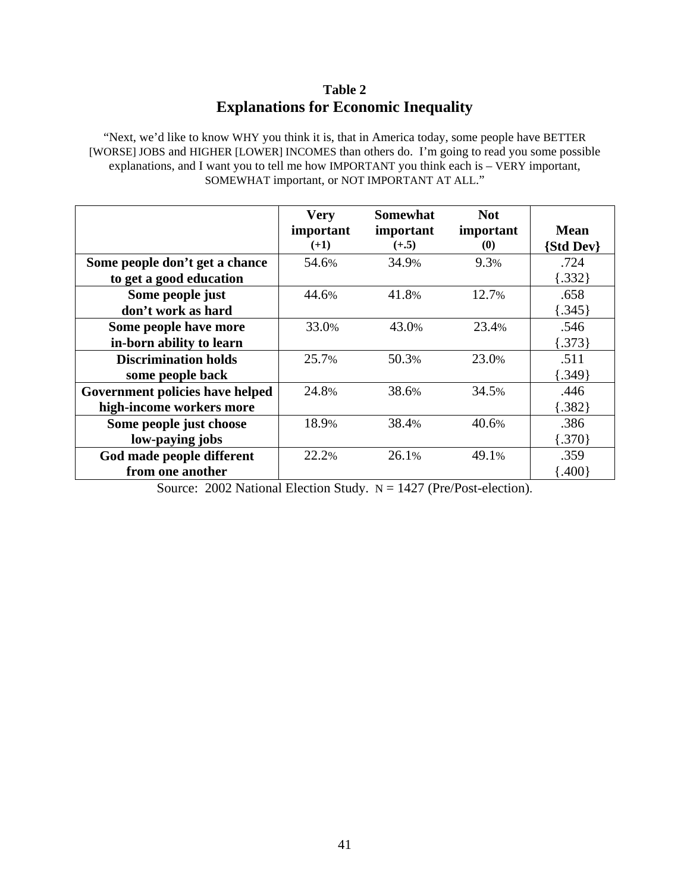**Table 2**

## Explanations for Economic Inequality

"Next, we'd like to know WHY you think it is, that in America today, some people have BETTER [WORSE] JOBS and HIGHER [LOWER] INCOMES than others do. I'm going to read you some possible explanations, and I want you to tell me how IMPORTANT you think each is – VERY important, SOMEWHAT important, or NOT IMPORTANT AT ALL."

| | Very important (+1) | Somewhat important (+.5) | Not important (0) | Mean {Std Dev} |
|---|---|---|---|---|
| **Some people don't get a chance to get a good education** | 54.6% | 34.9% | 9.3% | .724 {.332} |
| **Some people just don't work as hard** | 44.6% | 41.8% | 12.7% | .658 {.345} |
| **Some people have more in-born ability to learn** | 33.0% | 43.0% | 23.4% | .546 {.373} |
| **Discrimination holds some people back** | 25.7% | 50.3% | 23.0% | .511 {.349} |
| **Government policies have helped high-income workers more** | 24.8% | 38.6% | 34.5% | .446 {.382} |
| **Some people just choose low-paying jobs** | 18.9% | 38.4% | 40.6% | .386 {.370} |
| **God made people different from one another** | 22.2% | 26.1% | 49.1% | .359 {.400} |

Source: 2002 National Election Study. N = 1427 (Pre/Post-election).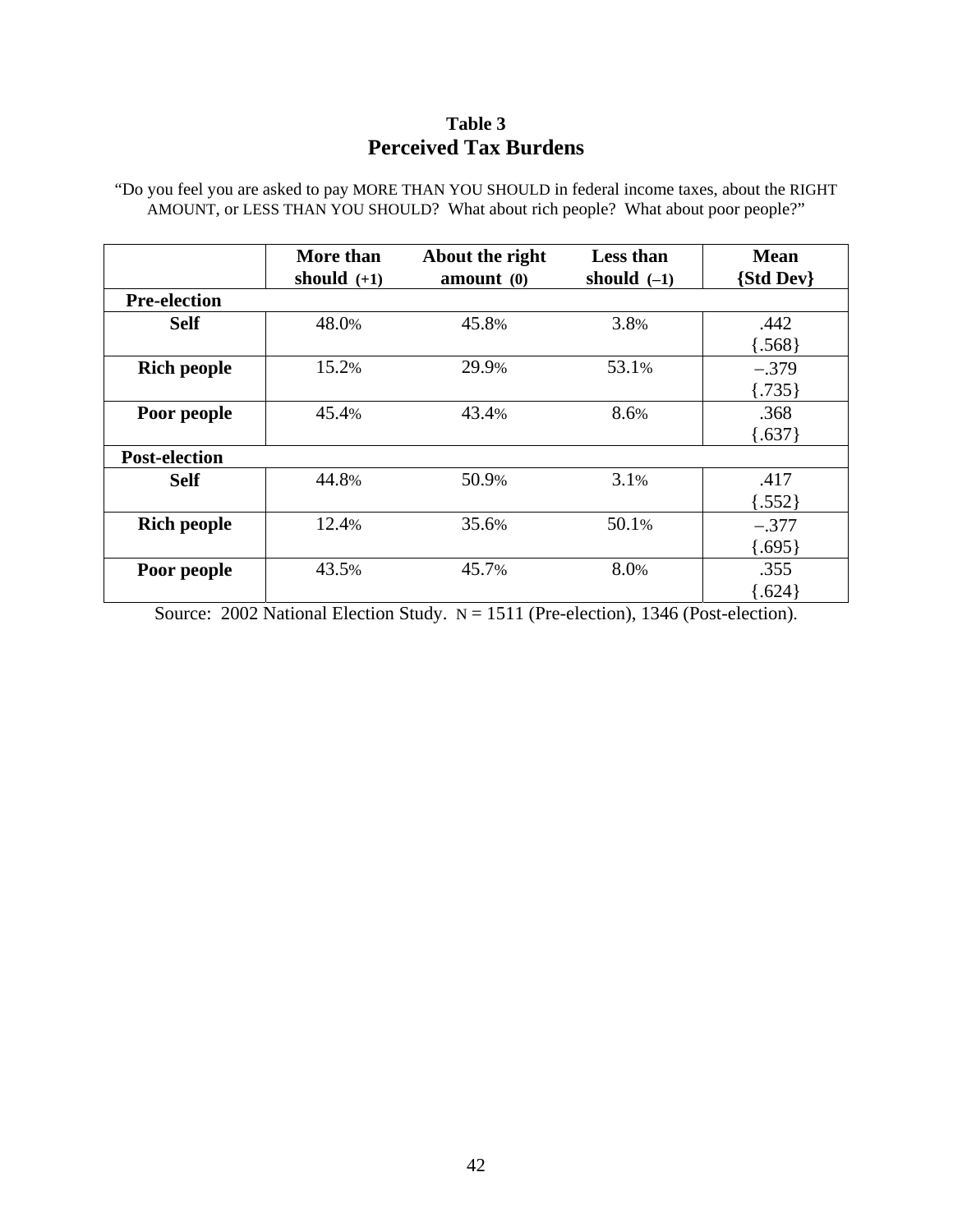**Table 3**

## Perceived Tax Burdens

"Do you feel you are asked to pay MORE THAN YOU SHOULD in federal income taxes, about the RIGHT AMOUNT, or LESS THAN YOU SHOULD? What about rich people? What about poor people?"

| | More than should (+1) | About the right amount (0) | Less than should (–1) | Mean {Std Dev} |
|---|---|---|---|---|
| **Pre-election** | | | | |
| **Self** | 48.0% | 45.8% | 3.8% | .442 {.568} |
| **Rich people** | 15.2% | 29.9% | 53.1% | –.379 {.735} |
| **Poor people** | 45.4% | 43.4% | 8.6% | .368 {.637} |
| **Post-election** | | | | |
| **Self** | 44.8% | 50.9% | 3.1% | .417 {.552} |
| **Rich people** | 12.4% | 35.6% | 50.1% | –.377 {.695} |
| **Poor people** | 43.5% | 45.7% | 8.0% | .355 {.624} |

Source: 2002 National Election Study. N = 1511 (Pre-election), 1346 (Post-election).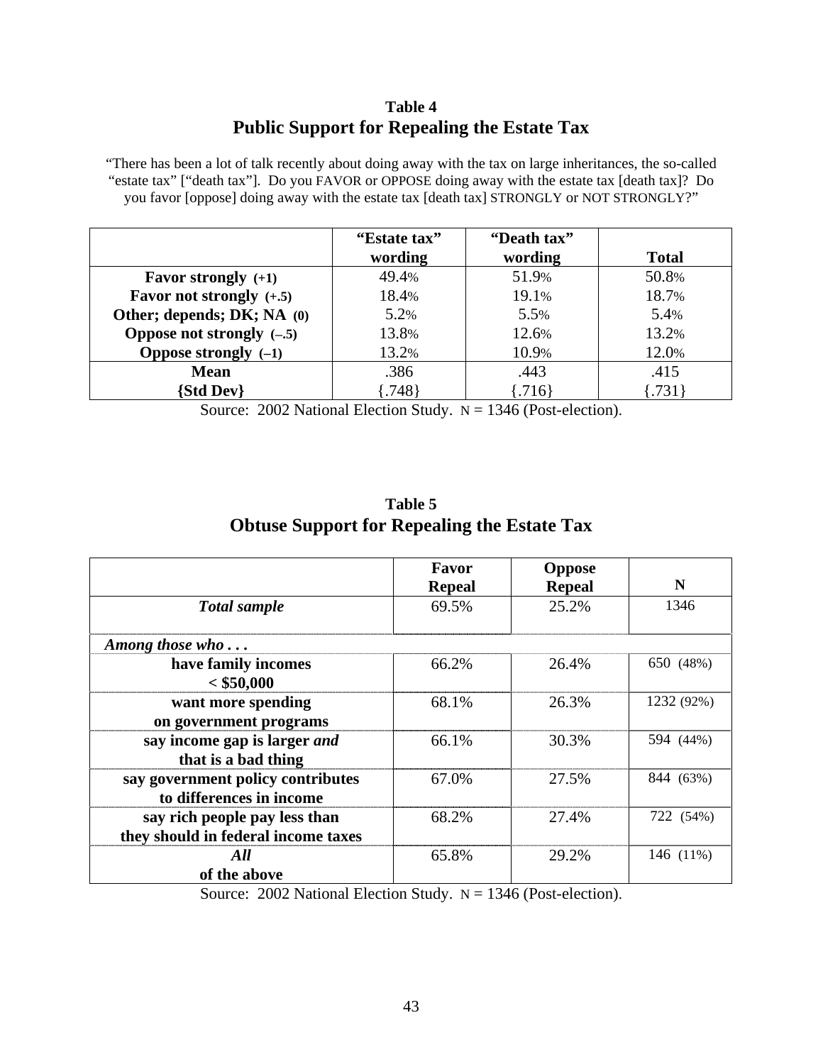## Table 4

### Public Support for Repealing the Estate Tax

"There has been a lot of talk recently about doing away with the tax on large inheritances, the so-called "estate tax" ["death tax"]. Do you FAVOR or OPPOSE doing away with the estate tax [death tax]? Do you favor [oppose] doing away with the estate tax [death tax] STRONGLY or NOT STRONGLY?"

| | "Estate tax" wording | "Death tax" wording | Total |
|---|---|---|---|
| **Favor strongly (+1)** | 49.4% | 51.9% | 50.8% |
| **Favor not strongly (+.5)** | 18.4% | 19.1% | 18.7% |
| **Other; depends; DK; NA (0)** | 5.2% | 5.5% | 5.4% |
| **Oppose not strongly (–.5)** | 13.8% | 12.6% | 13.2% |
| **Oppose strongly (–1)** | 13.2% | 10.9% | 12.0% |
| **Mean** | .386 | .443 | .415 |
| **{Std Dev}** | {.748} | {.716} | {.731} |

Source: 2002 National Election Study. N = 1346 (Post-election).

## Table 5

### Obtuse Support for Repealing the Estate Tax

| | Favor Repeal | Oppose Repeal | N |
|---|---|---|---|
| ***Total sample*** | 69.5% | 25.2% | 1346 |
| ***Among those who . . .*** | | | |
| **have family incomes < $50,000** | 66.2% | 26.4% | 650 (48%) |
| **want more spending on government programs** | 68.1% | 26.3% | 1232 (92%) |
| **say income gap is larger *and* that is a bad thing** | 66.1% | 30.3% | 594 (44%) |
| **say government policy contributes to differences in income** | 67.0% | 27.5% | 844 (63%) |
| **say rich people pay less than they should in federal income taxes** | 68.2% | 27.4% | 722 (54%) |
| ***All* of the above** | 65.8% | 29.2% | 146 (11%) |

Source: 2002 National Election Study. N = 1346 (Post-election).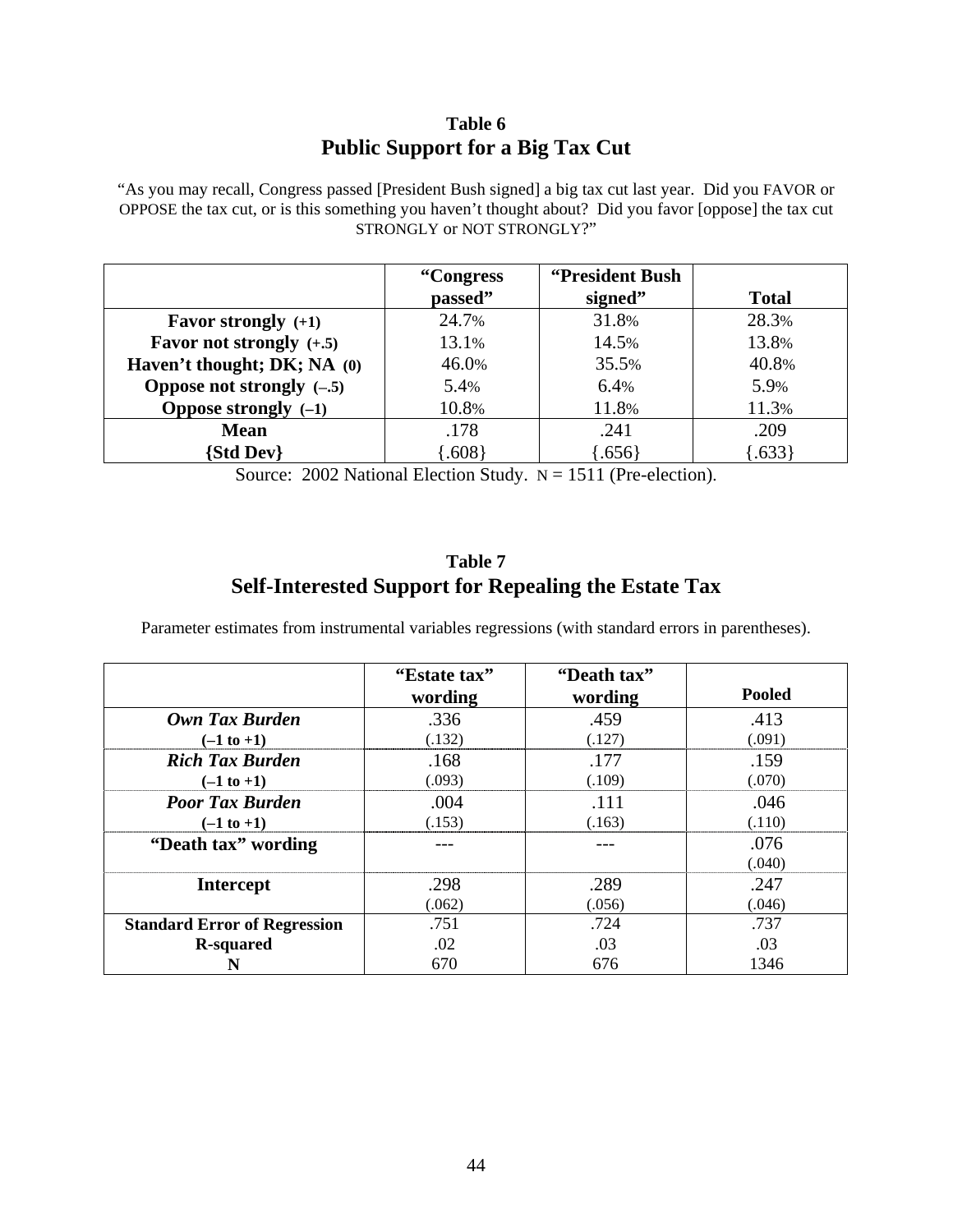### Table 6
## Public Support for a Big Tax Cut

"As you may recall, Congress passed [President Bush signed] a big tax cut last year. Did you FAVOR or OPPOSE the tax cut, or is this something you haven't thought about? Did you favor [oppose] the tax cut STRONGLY or NOT STRONGLY?"

| | "Congress passed" | "President Bush signed" | Total |
|---|---|---|---|
| **Favor strongly (+1)** | 24.7% | 31.8% | 28.3% |
| **Favor not strongly (+.5)** | 13.1% | 14.5% | 13.8% |
| **Haven't thought; DK; NA (0)** | 46.0% | 35.5% | 40.8% |
| **Oppose not strongly (–.5)** | 5.4% | 6.4% | 5.9% |
| **Oppose strongly (–1)** | 10.8% | 11.8% | 11.3% |
| **Mean** | .178 | .241 | .209 |
| **{Std Dev}** | {.608} | {.656} | {.633} |

Source: 2002 National Election Study. N = 1511 (Pre-election).

### Table 7
## Self-Interested Support for Repealing the Estate Tax

Parameter estimates from instrumental variables regressions (with standard errors in parentheses).

| | "Estate tax" wording | "Death tax" wording | Pooled |
|---|---|---|---|
| ***Own Tax Burden*** **(–1 to +1)** | .336 (.132) | .459 (.127) | .413 (.091) |
| ***Rich Tax Burden*** **(–1 to +1)** | .168 (.093) | .177 (.109) | .159 (.070) |
| ***Poor Tax Burden*** **(–1 to +1)** | .004 (.153) | .111 (.163) | .046 (.110) |
| **"Death tax" wording** | --- | --- | .076 (.040) |
| **Intercept** | .298 (.062) | .289 (.056) | .247 (.046) |
| **Standard Error of Regression** | .751 | .724 | .737 |
| **R-squared** | .02 | .03 | .03 |
| **N** | 670 | 676 | 1346 |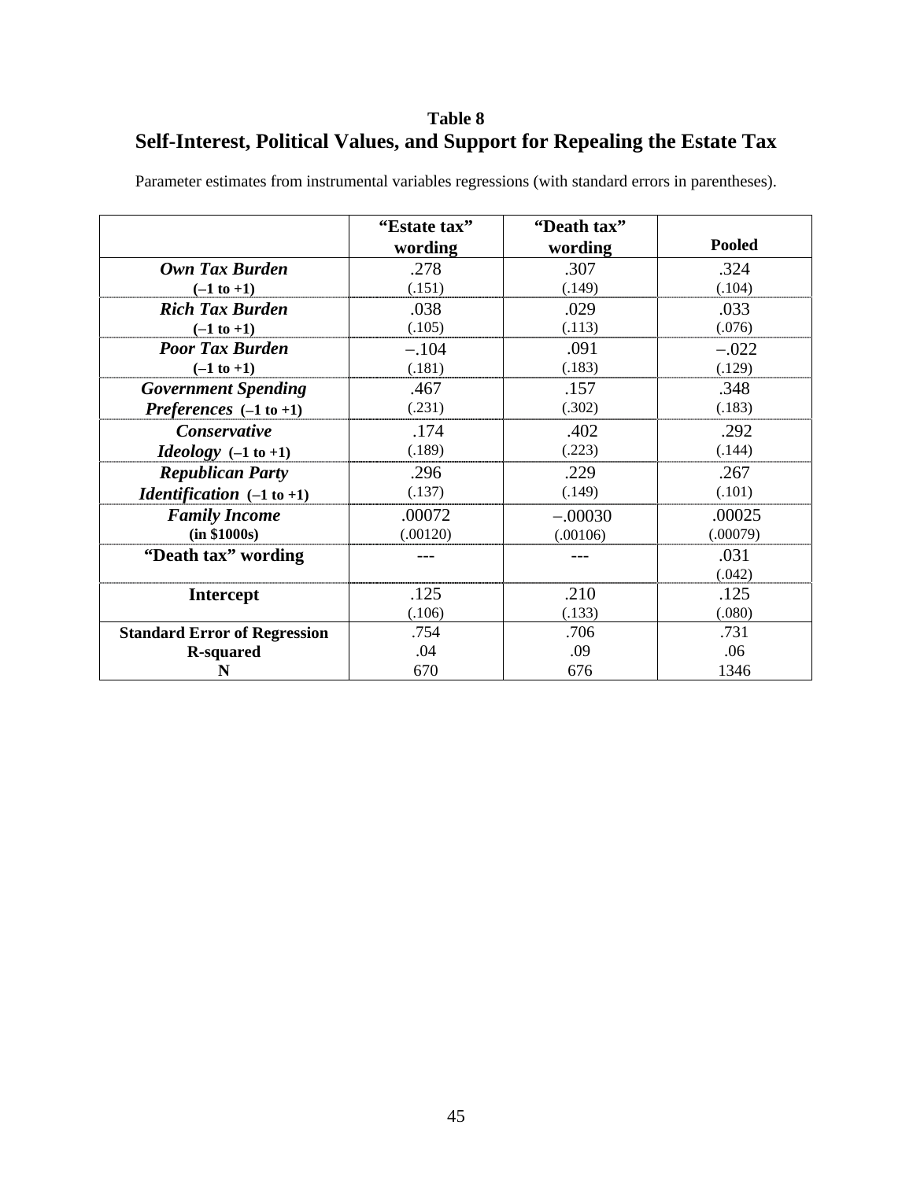**Table 8**

## Self-Interest, Political Values, and Support for Repealing the Estate Tax

Parameter estimates from instrumental variables regressions (with standard errors in parentheses).

| | "Estate tax" wording | "Death tax" wording | Pooled |
|---|---|---|---|
| ***Own Tax Burden*** **(–1 to +1)** | .278 (.151) | .307 (.149) | .324 (.104) |
| ***Rich Tax Burden*** **(–1 to +1)** | .038 (.105) | .029 (.113) | .033 (.076) |
| ***Poor Tax Burden*** **(–1 to +1)** | –.104 (.181) | .091 (.183) | –.022 (.129) |
| ***Government Spending Preferences*** **(–1 to +1)** | .467 (.231) | .157 (.302) | .348 (.183) |
| ***Conservative Ideology*** **(–1 to +1)** | .174 (.189) | .402 (.223) | .292 (.144) |
| ***Republican Party Identification*** **(–1 to +1)** | .296 (.137) | .229 (.149) | .267 (.101) |
| ***Family Income*** **(in $1000s)** | .00072 (.00120) | –.00030 (.00106) | .00025 (.00079) |
| **"Death tax" wording** | --- | --- | .031 (.042) |
| **Intercept** | .125 (.106) | .210 (.133) | .125 (.080) |
| **Standard Error of Regression** | .754 | .706 | .731 |
| **R-squared** | .04 | .09 | .06 |
| **N** | 670 | 676 | 1346 |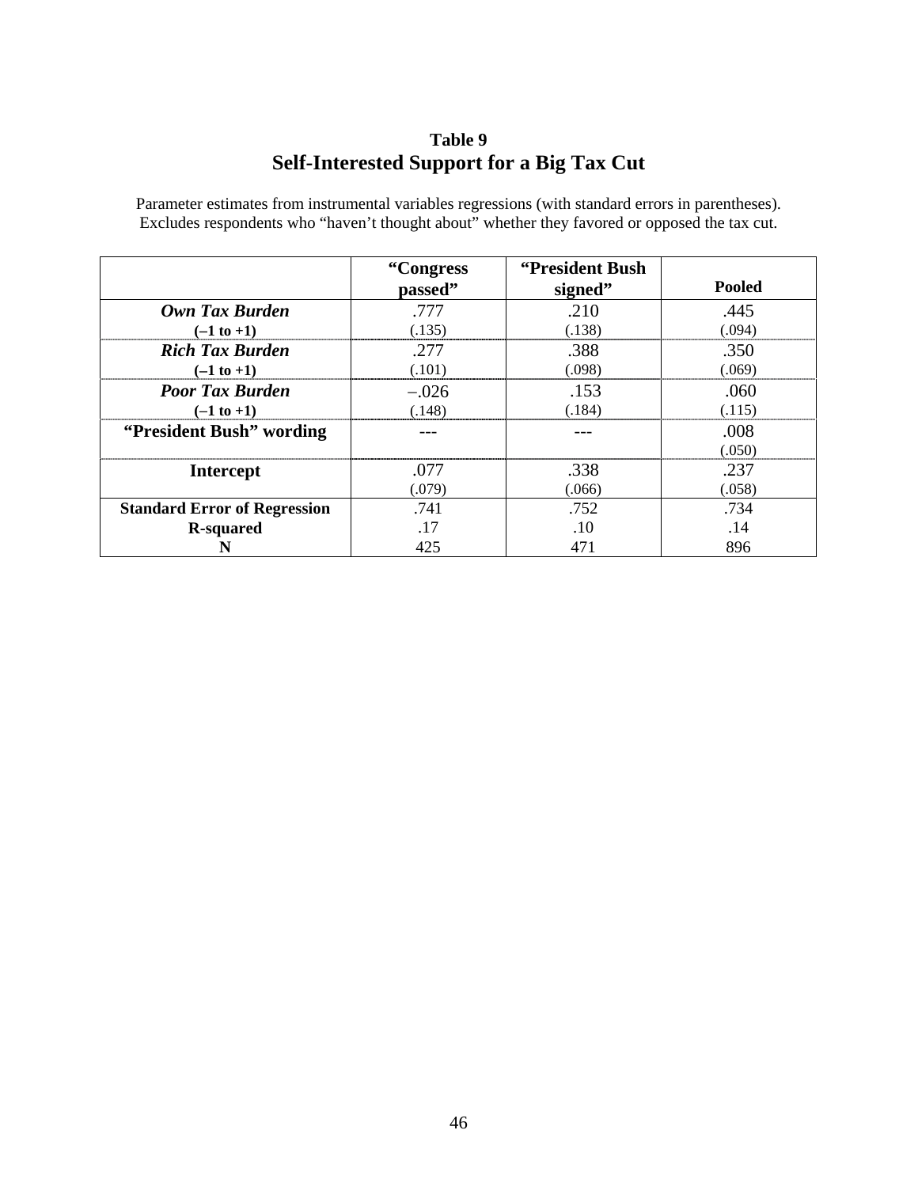## Table 9

## Self-Interested Support for a Big Tax Cut

Parameter estimates from instrumental variables regressions (with standard errors in parentheses). Excludes respondents who "haven't thought about" whether they favored or opposed the tax cut.

| | "Congress passed" | "President Bush signed" | Pooled |
|---|---|---|---|
| ***Own Tax Burden*** **(–1 to +1)** | .777 (.135) | .210 (.138) | .445 (.094) |
| ***Rich Tax Burden*** **(–1 to +1)** | .277 (.101) | .388 (.098) | .350 (.069) |
| ***Poor Tax Burden*** **(–1 to +1)** | –.026 (.148) | .153 (.184) | .060 (.115) |
| **"President Bush" wording** | --- | --- | .008 (.050) |
| **Intercept** | .077 (.079) | .338 (.066) | .237 (.058) |
| **Standard Error of Regression** | .741 | .752 | .734 |
| **R-squared** | .17 | .10 | .14 |
| **N** | 425 | 471 | 896 |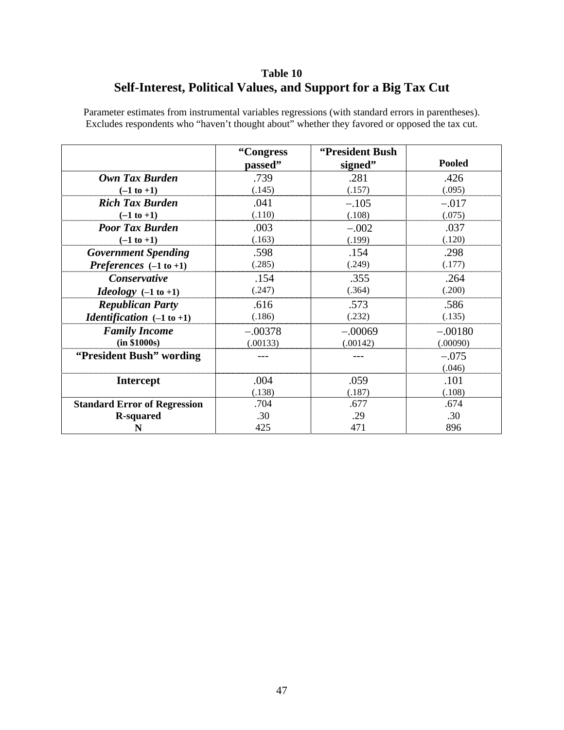**Table 10**

## Self-Interest, Political Values, and Support for a Big Tax Cut

Parameter estimates from instrumental variables regressions (with standard errors in parentheses). Excludes respondents who "haven't thought about" whether they favored or opposed the tax cut.

| | "Congress passed" | "President Bush signed" | Pooled |
|---|---|---|---|
| ***Own Tax Burden*** **(–1 to +1)** | .739 (.145) | .281 (.157) | .426 (.095) |
| ***Rich Tax Burden*** **(–1 to +1)** | .041 (.110) | –.105 (.108) | –.017 (.075) |
| ***Poor Tax Burden*** **(–1 to +1)** | .003 (.163) | –.002 (.199) | .037 (.120) |
| ***Government Spending Preferences*** **(–1 to +1)** | .598 (.285) | .154 (.249) | .298 (.177) |
| ***Conservative Ideology*** **(–1 to +1)** | .154 (.247) | .355 (.364) | .264 (.200) |
| ***Republican Party Identification*** **(–1 to +1)** | .616 (.186) | .573 (.232) | .586 (.135) |
| ***Family Income*** **(in $1000s)** | –.00378 (.00133) | –.00069 (.00142) | –.00180 (.00090) |
| **"President Bush" wording** | --- | --- | –.075 (.046) |
| **Intercept** | .004 (.138) | .059 (.187) | .101 (.108) |
| **Standard Error of Regression** | .704 | .677 | .674 |
| **R-squared** | .30 | .29 | .30 |
| **N** | 425 | 471 | 896 |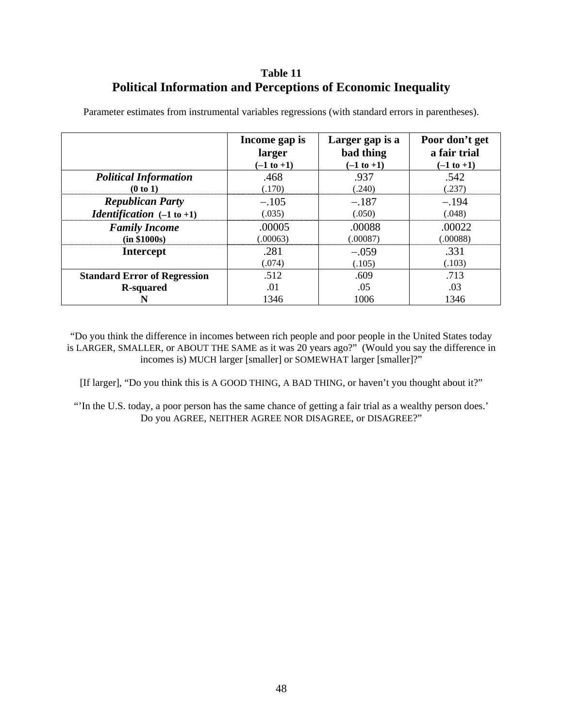## Table 11

## Political Information and Perceptions of Economic Inequality

Parameter estimates from instrumental variables regressions (with standard errors in parentheses).

| | **Income gap is larger** (–1 to +1) | **Larger gap is a bad thing** (–1 to +1) | **Poor don't get a fair trial** (–1 to +1) |
|---|---|---|---|
| ***Political Information*** **(0 to 1)** | .468 (.170) | .937 (.240) | .542 (.237) |
| ***Republican Party Identification*** **(–1 to +1)** | –.105 (.035) | –.187 (.050) | –.194 (.048) |
| ***Family Income*** **(in \$1000s)** | .00005 (.00063) | .00088 (.00087) | .00022 (.00088) |
| **Intercept** | .281 (.074) | –.059 (.105) | .331 (.103) |
| **Standard Error of Regression** | .512 | .609 | .713 |
| **R-squared** | .01 | .05 | .03 |
| **N** | 1346 | 1006 | 1346 |

"Do you think the difference in incomes between rich people and poor people in the United States today is LARGER, SMALLER, or ABOUT THE SAME as it was 20 years ago?" (Would you say the difference in incomes is) MUCH larger [smaller] or SOMEWHAT larger [smaller]?"

[If larger], "Do you think this is A GOOD THING, A BAD THING, or haven't you thought about it?"

"'In the U.S. today, a poor person has the same chance of getting a fair trial as a wealthy person does.' Do you AGREE, NEITHER AGREE NOR DISAGREE, or DISAGREE?"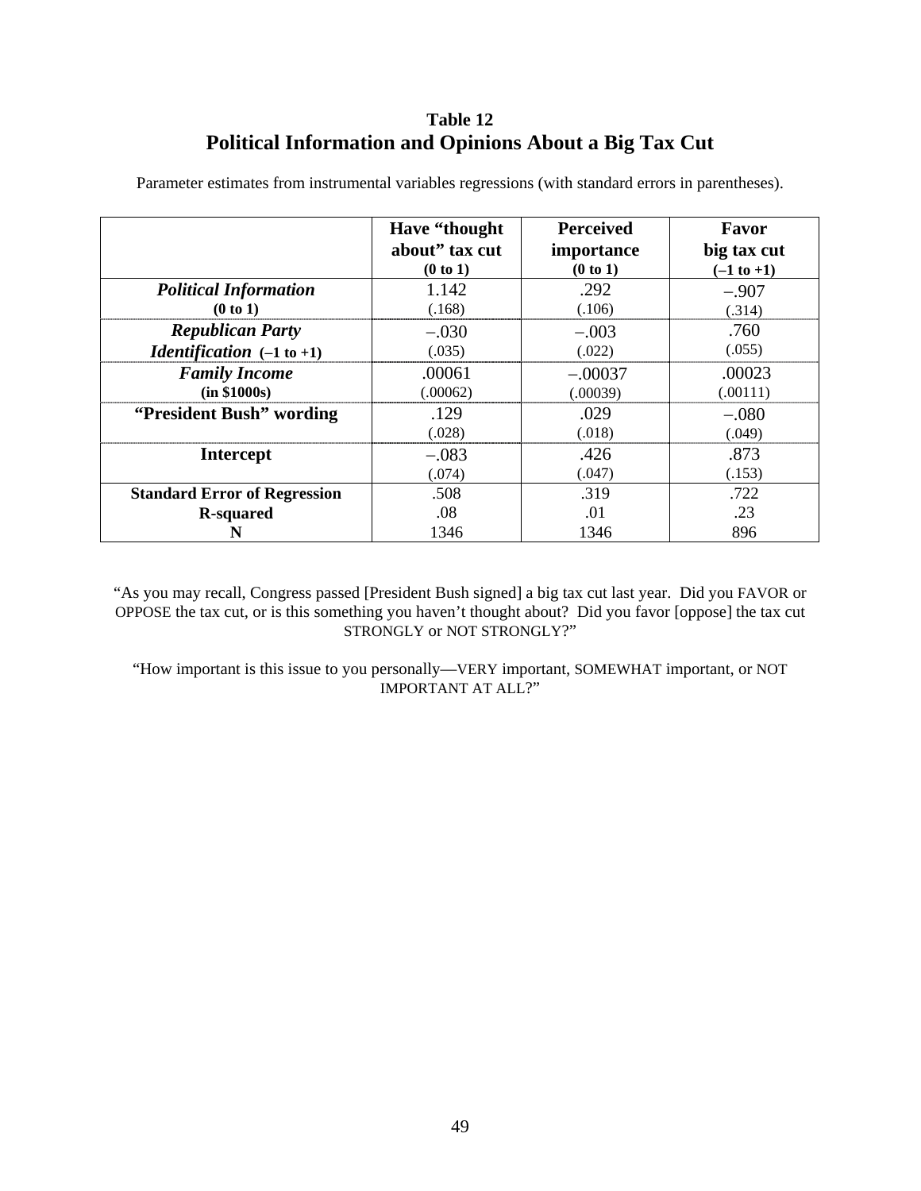## Table 12
## Political Information and Opinions About a Big Tax Cut

Parameter estimates from instrumental variables regressions (with standard errors in parentheses).

| | Have "thought about" tax cut (0 to 1) | Perceived importance (0 to 1) | Favor big tax cut (–1 to +1) |
|---|---|---|---|
| ***Political Information* (0 to 1)** | 1.142 (.168) | .292 (.106) | –.907 (.314) |
| ***Republican Party Identification* (–1 to +1)** | –.030 (.035) | –.003 (.022) | .760 (.055) |
| ***Family Income* (in $1000s)** | .00061 (.00062) | –.00037 (.00039) | .00023 (.00111) |
| **"President Bush" wording** | .129 (.028) | .029 (.018) | –.080 (.049) |
| **Intercept** | –.083 (.074) | .426 (.047) | .873 (.153) |
| **Standard Error of Regression** | .508 | .319 | .722 |
| **R-squared** | .08 | .01 | .23 |
| **N** | 1346 | 1346 | 896 |

"As you may recall, Congress passed [President Bush signed] a big tax cut last year. Did you FAVOR or OPPOSE the tax cut, or is this something you haven't thought about? Did you favor [oppose] the tax cut STRONGLY or NOT STRONGLY?"

"How important is this issue to you personally—VERY important, SOMEWHAT important, or NOT IMPORTANT AT ALL?"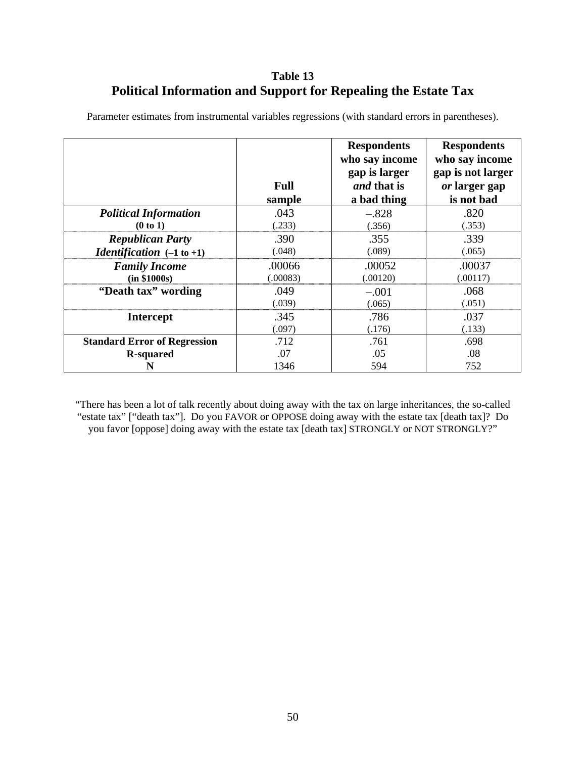**Table 13**

## Political Information and Support for Repealing the Estate Tax

Parameter estimates from instrumental variables regressions (with standard errors in parentheses).

| | Full sample | Respondents who say income gap is larger *and* that is a bad thing | Respondents who say income gap is not larger *or* larger gap is not bad |
|---|---|---|---|
| ***Political Information*** **(0 to 1)** | .043 (.233) | –.828 (.356) | .820 (.353) |
| ***Republican Party Identification*** **(–1 to +1)** | .390 (.048) | .355 (.089) | .339 (.065) |
| ***Family Income*** **(in $1000s)** | .00066 (.00083) | .00052 (.00120) | .00037 (.00117) |
| **"Death tax" wording** | .049 (.039) | –.001 (.065) | .068 (.051) |
| **Intercept** | .345 (.097) | .786 (.176) | .037 (.133) |
| **Standard Error of Regression** | .712 | .761 | .698 |
| **R-squared** | .07 | .05 | .08 |
| **N** | 1346 | 594 | 752 |

"There has been a lot of talk recently about doing away with the tax on large inheritances, the so-called "estate tax" ["death tax"]. Do you FAVOR or OPPOSE doing away with the estate tax [death tax]? Do you favor [oppose] doing away with the estate tax [death tax] STRONGLY or NOT STRONGLY?"